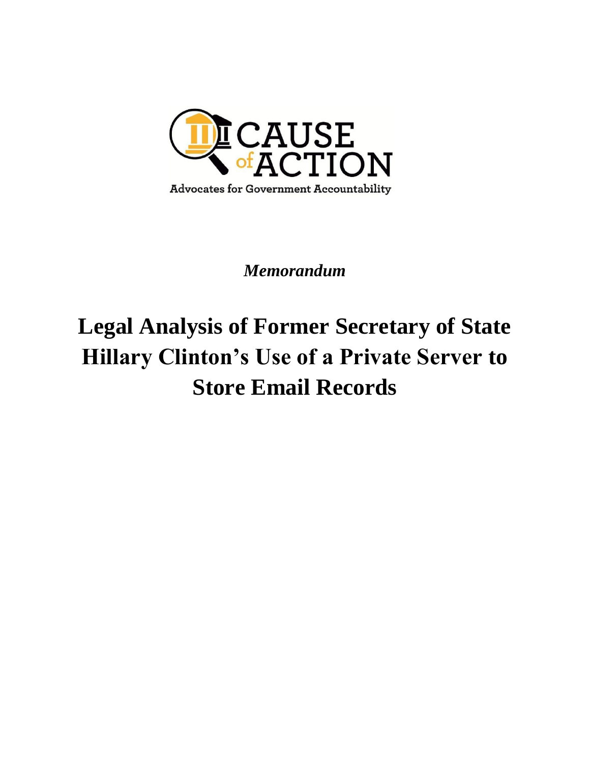CAUSE of ACTION

Advocates for Government Accountability

*Memorandum*

# Legal Analysis of Former Secretary of State Hillary Clinton's Use of a Private Server to Store Email Records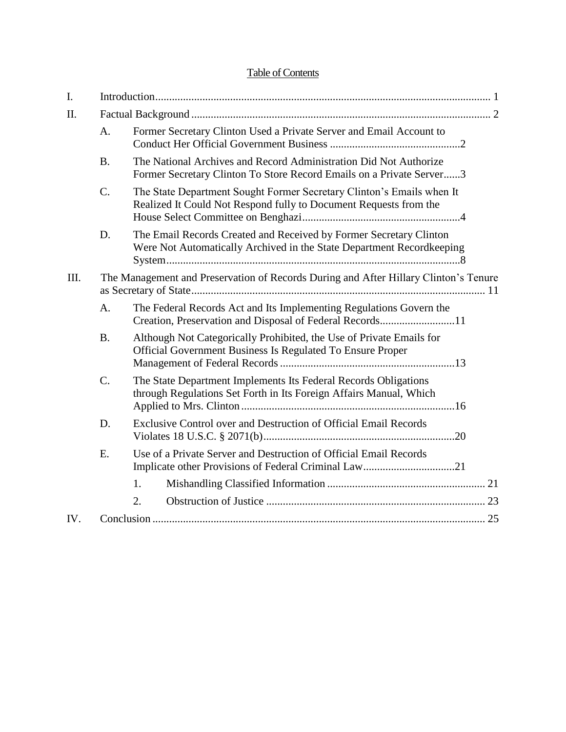## Table of Contents

- I. Introduction ... 1
- II. Factual Background ... 2
  - A. Former Secretary Clinton Used a Private Server and Email Account to Conduct Her Official Government Business ... 2
  - B. The National Archives and Record Administration Did Not Authorize Former Secretary Clinton To Store Record Emails on a Private Server ... 3
  - C. The State Department Sought Former Secretary Clinton's Emails when It Realized It Could Not Respond fully to Document Requests from the House Select Committee on Benghazi ... 4
  - D. The Email Records Created and Received by Former Secretary Clinton Were Not Automatically Archived in the State Department Recordkeeping System ... 8
- III. The Management and Preservation of Records During and After Hillary Clinton's Tenure as Secretary of State ... 11
  - A. The Federal Records Act and Its Implementing Regulations Govern the Creation, Preservation and Disposal of Federal Records ... 11
  - B. Although Not Categorically Prohibited, the Use of Private Emails for Official Government Business Is Regulated To Ensure Proper Management of Federal Records ... 13
  - C. The State Department Implements Its Federal Records Obligations through Regulations Set Forth in Its Foreign Affairs Manual, Which Applied to Mrs. Clinton ... 16
  - D. Exclusive Control over and Destruction of Official Email Records Violates 18 U.S.C. § 2071(b) ... 20
  - E. Use of a Private Server and Destruction of Official Email Records Implicate other Provisions of Federal Criminal Law ... 21
    - 1. Mishandling Classified Information ... 21
    - 2. Obstruction of Justice ... 23
- IV. Conclusion ... 25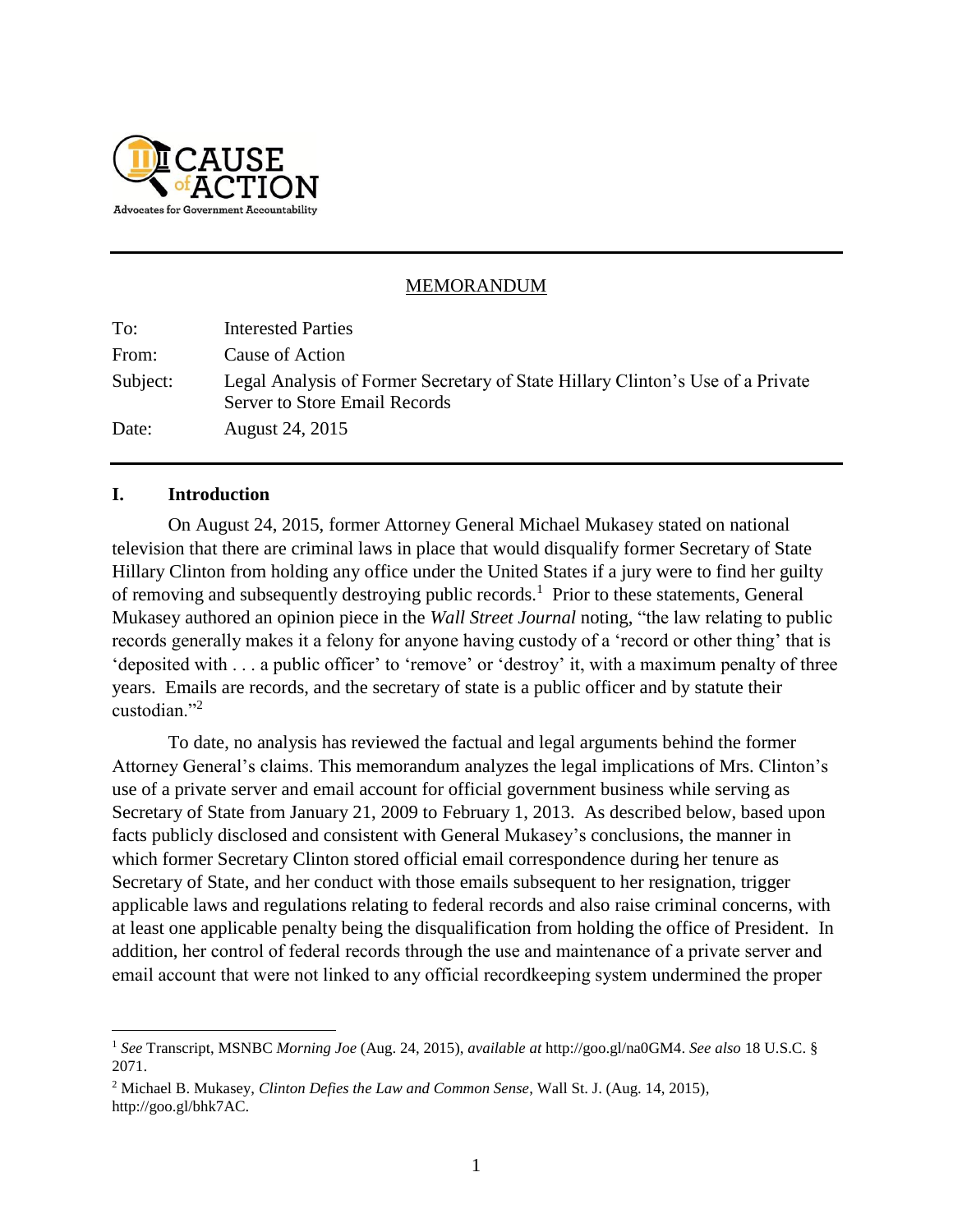## MEMORANDUM

| | |
|---|---|
| To: | Interested Parties |
| From: | Cause of Action |
| Subject: | Legal Analysis of Former Secretary of State Hillary Clinton's Use of a Private Server to Store Email Records |
| Date: | August 24, 2015 |

## I. Introduction

On August 24, 2015, former Attorney General Michael Mukasey stated on national television that there are criminal laws in place that would disqualify former Secretary of State Hillary Clinton from holding any office under the United States if a jury were to find her guilty of removing and subsequently destroying public records.[1] Prior to these statements, General Mukasey authored an opinion piece in the *Wall Street Journal* noting, "the law relating to public records generally makes it a felony for anyone having custody of a 'record or other thing' that is 'deposited with . . . a public officer' to 'remove' or 'destroy' it, with a maximum penalty of three years. Emails are records, and the secretary of state is a public officer and by statute their custodian."[2]

To date, no analysis has reviewed the factual and legal arguments behind the former Attorney General's claims. This memorandum analyzes the legal implications of Mrs. Clinton's use of a private server and email account for official government business while serving as Secretary of State from January 21, 2009 to February 1, 2013. As described below, based upon facts publicly disclosed and consistent with General Mukasey's conclusions, the manner in which former Secretary Clinton stored official email correspondence during her tenure as Secretary of State, and her conduct with those emails subsequent to her resignation, trigger applicable laws and regulations relating to federal records and also raise criminal concerns, with at least one applicable penalty being the disqualification from holding the office of President. In addition, her control of federal records through the use and maintenance of a private server and email account that were not linked to any official recordkeeping system undermined the proper

---

[1] *See* Transcript, MSNBC *Morning Joe* (Aug. 24, 2015), *available at* http://goo.gl/na0GM4. *See also* 18 U.S.C. § 2071.

[2] Michael B. Mukasey, *Clinton Defies the Law and Common Sense*, Wall St. J. (Aug. 14, 2015), http://goo.gl/bhk7AC.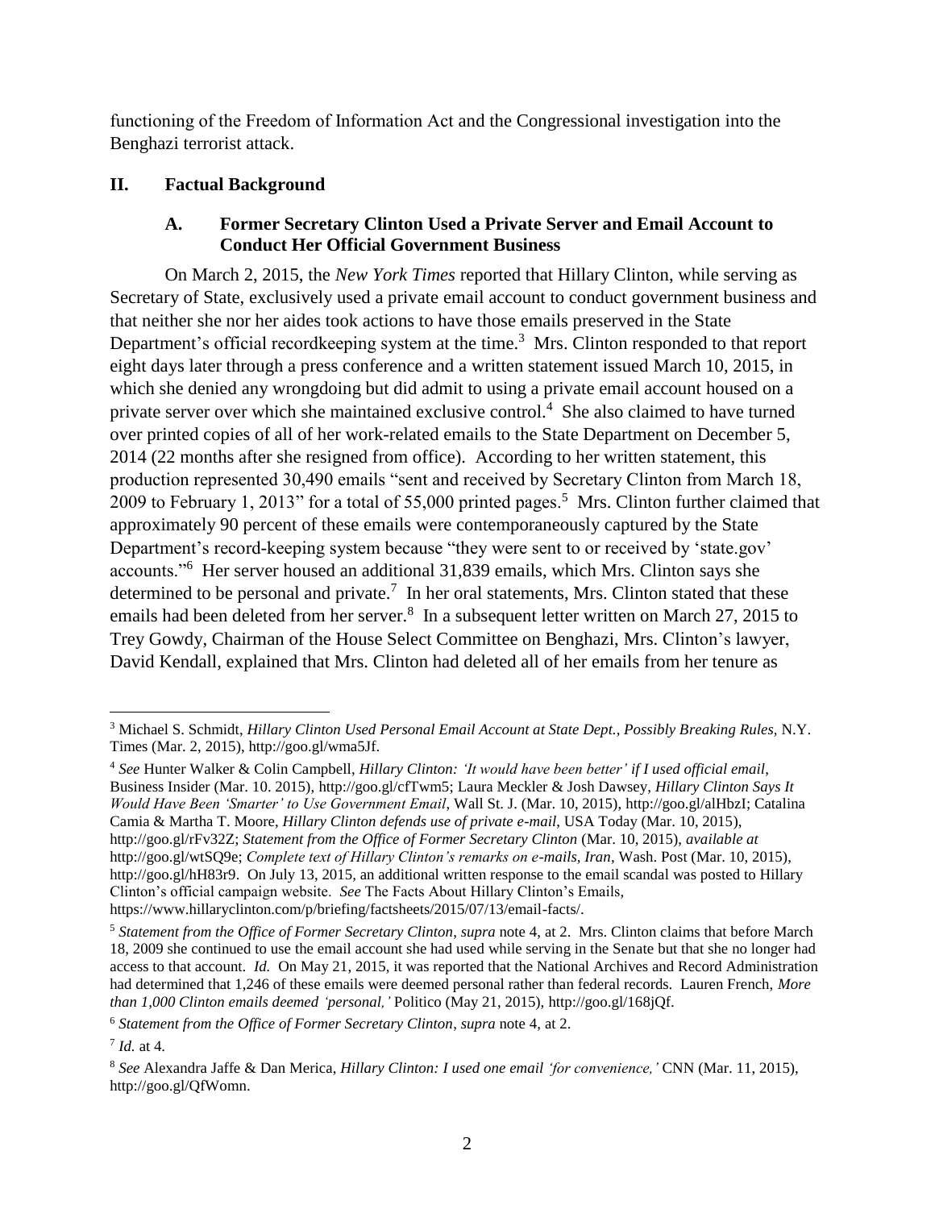functioning of the Freedom of Information Act and the Congressional investigation into the Benghazi terrorist attack.

## II. Factual Background

### A. Former Secretary Clinton Used a Private Server and Email Account to Conduct Her Official Government Business

On March 2, 2015, the *New York Times* reported that Hillary Clinton, while serving as Secretary of State, exclusively used a private email account to conduct government business and that neither she nor her aides took actions to have those emails preserved in the State Department's official recordkeeping system at the time.[3] Mrs. Clinton responded to that report eight days later through a press conference and a written statement issued March 10, 2015, in which she denied any wrongdoing but did admit to using a private email account housed on a private server over which she maintained exclusive control.[4] She also claimed to have turned over printed copies of all of her work-related emails to the State Department on December 5, 2014 (22 months after she resigned from office). According to her written statement, this production represented 30,490 emails "sent and received by Secretary Clinton from March 18, 2009 to February 1, 2013" for a total of 55,000 printed pages.[5] Mrs. Clinton further claimed that approximately 90 percent of these emails were contemporaneously captured by the State Department's record-keeping system because "they were sent to or received by 'state.gov' accounts."[6] Her server housed an additional 31,839 emails, which Mrs. Clinton says she determined to be personal and private.[7] In her oral statements, Mrs. Clinton stated that these emails had been deleted from her server.[8] In a subsequent letter written on March 27, 2015 to Trey Gowdy, Chairman of the House Select Committee on Benghazi, Mrs. Clinton's lawyer, David Kendall, explained that Mrs. Clinton had deleted all of her emails from her tenure as

---

[3] Michael S. Schmidt, *Hillary Clinton Used Personal Email Account at State Dept., Possibly Breaking Rules*, N.Y. Times (Mar. 2, 2015), http://goo.gl/wma5Jf.

[4] *See* Hunter Walker & Colin Campbell, *Hillary Clinton: 'It would have been better' if I used official email*, Business Insider (Mar. 10. 2015), http://goo.gl/cfTwm5; Laura Meckler & Josh Dawsey, *Hillary Clinton Says It Would Have Been 'Smarter' to Use Government Email*, Wall St. J. (Mar. 10, 2015), http://goo.gl/alHbzI; Catalina Camia & Martha T. Moore, *Hillary Clinton defends use of private e-mail*, USA Today (Mar. 10, 2015), http://goo.gl/rFv32Z; *Statement from the Office of Former Secretary Clinton* (Mar. 10, 2015), *available at* http://goo.gl/wtSQ9e; *Complete text of Hillary Clinton's remarks on e-mails, Iran*, Wash. Post (Mar. 10, 2015), http://goo.gl/hH83r9. On July 13, 2015, an additional written response to the email scandal was posted to Hillary Clinton's official campaign website. *See* The Facts About Hillary Clinton's Emails, https://www.hillaryclinton.com/p/briefing/factsheets/2015/07/13/email-facts/.

[5] *Statement from the Office of Former Secretary Clinton*, *supra* note 4, at 2. Mrs. Clinton claims that before March 18, 2009 she continued to use the email account she had used while serving in the Senate but that she no longer had access to that account. *Id.* On May 21, 2015, it was reported that the National Archives and Record Administration had determined that 1,246 of these emails were deemed personal rather than federal records. Lauren French, *More than 1,000 Clinton emails deemed 'personal,'* Politico (May 21, 2015), http://goo.gl/168jQf.

[6] *Statement from the Office of Former Secretary Clinton*, *supra* note 4, at 2.

[7] *Id.* at 4.

[8] *See* Alexandra Jaffe & Dan Merica, *Hillary Clinton: I used one email 'for convenience,'* CNN (Mar. 11, 2015), http://goo.gl/QfWomn.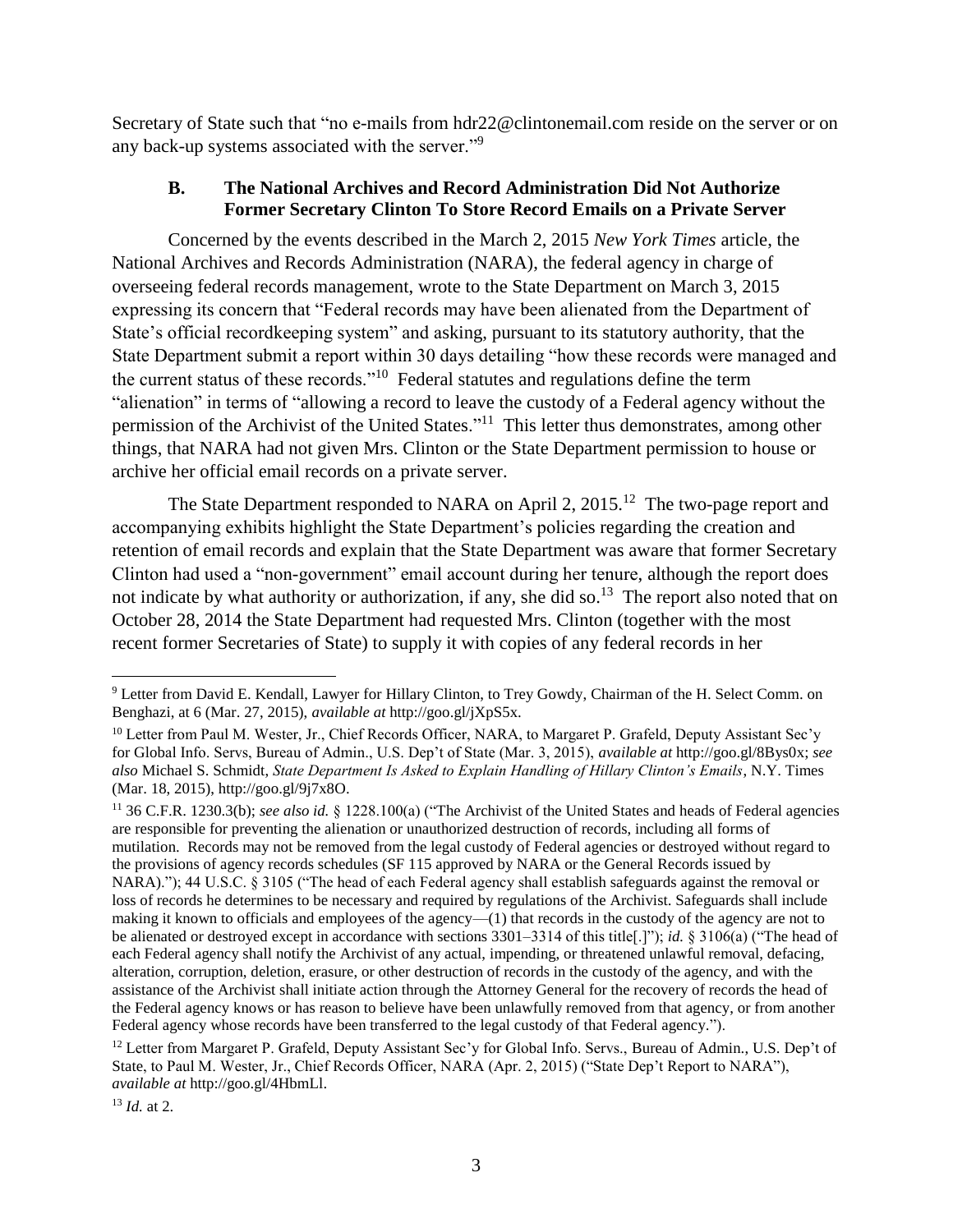Secretary of State such that "no e-mails from hdr22@clintonemail.com reside on the server or on any back-up systems associated with the server."[9]

### B. The National Archives and Record Administration Did Not Authorize Former Secretary Clinton To Store Record Emails on a Private Server

Concerned by the events described in the March 2, 2015 *New York Times* article, the National Archives and Records Administration (NARA), the federal agency in charge of overseeing federal records management, wrote to the State Department on March 3, 2015 expressing its concern that "Federal records may have been alienated from the Department of State's official recordkeeping system" and asking, pursuant to its statutory authority, that the State Department submit a report within 30 days detailing "how these records were managed and the current status of these records."[10] Federal statutes and regulations define the term "alienation" in terms of "allowing a record to leave the custody of a Federal agency without the permission of the Archivist of the United States."[11] This letter thus demonstrates, among other things, that NARA had not given Mrs. Clinton or the State Department permission to house or archive her official email records on a private server.

The State Department responded to NARA on April 2, 2015.[12] The two-page report and accompanying exhibits highlight the State Department's policies regarding the creation and retention of email records and explain that the State Department was aware that former Secretary Clinton had used a "non-government" email account during her tenure, although the report does not indicate by what authority or authorization, if any, she did so.[13] The report also noted that on October 28, 2014 the State Department had requested Mrs. Clinton (together with the most recent former Secretaries of State) to supply it with copies of any federal records in her

---

[9] Letter from David E. Kendall, Lawyer for Hillary Clinton, to Trey Gowdy, Chairman of the H. Select Comm. on Benghazi, at 6 (Mar. 27, 2015), *available at* http://goo.gl/jXpS5x.

[10] Letter from Paul M. Wester, Jr., Chief Records Officer, NARA, to Margaret P. Grafeld, Deputy Assistant Sec'y for Global Info. Servs, Bureau of Admin., U.S. Dep't of State (Mar. 3, 2015), *available at* http://goo.gl/8Bys0x; *see also* Michael S. Schmidt, *State Department Is Asked to Explain Handling of Hillary Clinton's Emails*, N.Y. Times (Mar. 18, 2015), http://goo.gl/9j7x8O.

[11] 36 C.F.R. 1230.3(b); *see also id.* § 1228.100(a) ("The Archivist of the United States and heads of Federal agencies are responsible for preventing the alienation or unauthorized destruction of records, including all forms of mutilation. Records may not be removed from the legal custody of Federal agencies or destroyed without regard to the provisions of agency records schedules (SF 115 approved by NARA or the General Records issued by NARA)."); 44 U.S.C. § 3105 ("The head of each Federal agency shall establish safeguards against the removal or loss of records he determines to be necessary and required by regulations of the Archivist. Safeguards shall include making it known to officials and employees of the agency—(1) that records in the custody of the agency are not to be alienated or destroyed except in accordance with sections 3301–3314 of this title[.]"); *id.* § 3106(a) ("The head of each Federal agency shall notify the Archivist of any actual, impending, or threatened unlawful removal, defacing, alteration, corruption, deletion, erasure, or other destruction of records in the custody of the agency, and with the assistance of the Archivist shall initiate action through the Attorney General for the recovery of records the head of the Federal agency knows or has reason to believe have been unlawfully removed from that agency, or from another Federal agency whose records have been transferred to the legal custody of that Federal agency.").

[12] Letter from Margaret P. Grafeld, Deputy Assistant Sec'y for Global Info. Servs., Bureau of Admin., U.S. Dep't of State, to Paul M. Wester, Jr., Chief Records Officer, NARA (Apr. 2, 2015) ("State Dep't Report to NARA"), *available at* http://goo.gl/4HbmLl.

[13] *Id.* at 2.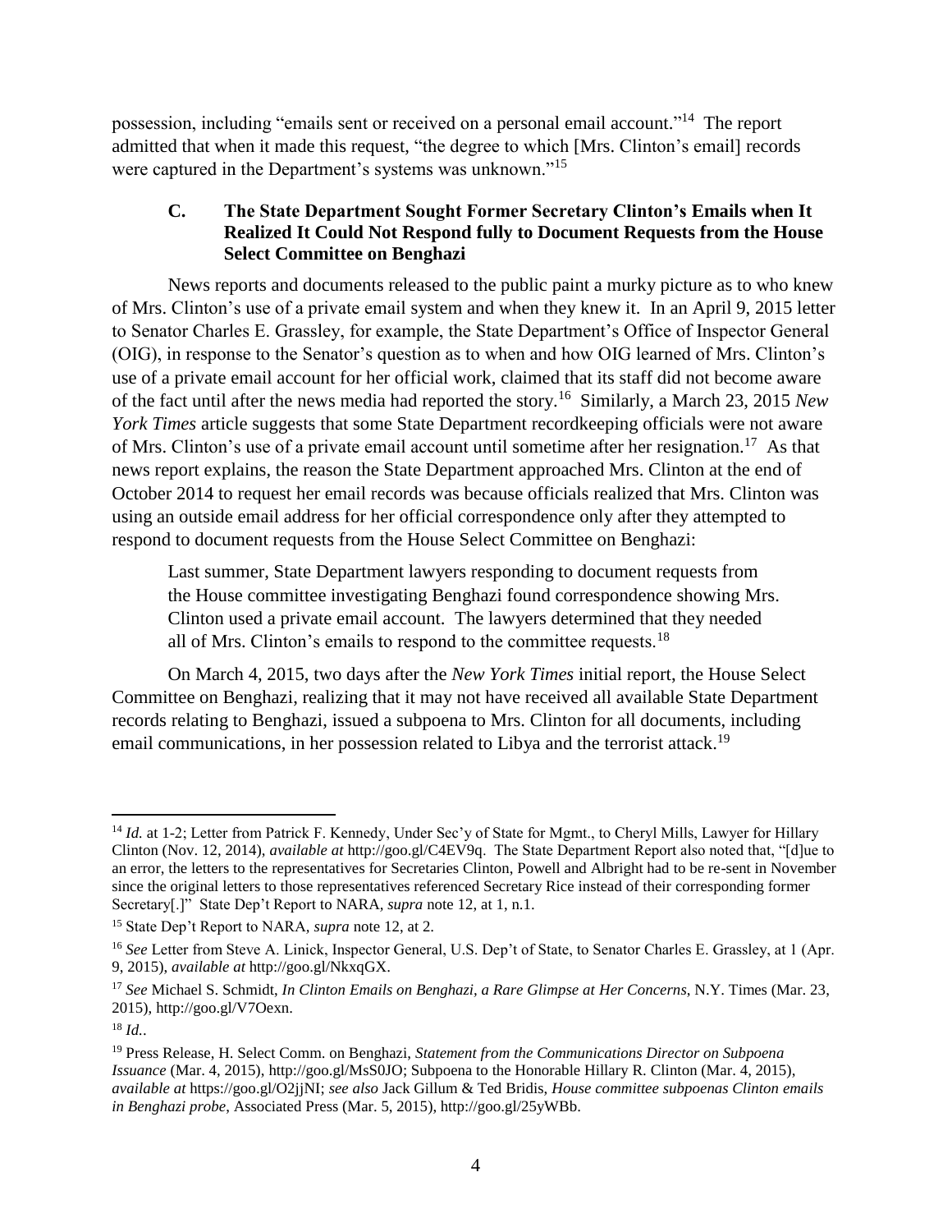possession, including "emails sent or received on a personal email account."[14] The report admitted that when it made this request, "the degree to which [Mrs. Clinton's email] records were captured in the Department's systems was unknown."[15]

### C. The State Department Sought Former Secretary Clinton's Emails when It Realized It Could Not Respond fully to Document Requests from the House Select Committee on Benghazi

News reports and documents released to the public paint a murky picture as to who knew of Mrs. Clinton's use of a private email system and when they knew it. In an April 9, 2015 letter to Senator Charles E. Grassley, for example, the State Department's Office of Inspector General (OIG), in response to the Senator's question as to when and how OIG learned of Mrs. Clinton's use of a private email account for her official work, claimed that its staff did not become aware of the fact until after the news media had reported the story.[16] Similarly, a March 23, 2015 *New York Times* article suggests that some State Department recordkeeping officials were not aware of Mrs. Clinton's use of a private email account until sometime after her resignation.[17] As that news report explains, the reason the State Department approached Mrs. Clinton at the end of October 2014 to request her email records was because officials realized that Mrs. Clinton was using an outside email address for her official correspondence only after they attempted to respond to document requests from the House Select Committee on Benghazi:

> Last summer, State Department lawyers responding to document requests from the House committee investigating Benghazi found correspondence showing Mrs. Clinton used a private email account. The lawyers determined that they needed all of Mrs. Clinton's emails to respond to the committee requests.[18]

On March 4, 2015, two days after the *New York Times* initial report, the House Select Committee on Benghazi, realizing that it may not have received all available State Department records relating to Benghazi, issued a subpoena to Mrs. Clinton for all documents, including email communications, in her possession related to Libya and the terrorist attack.[19]

---

[14] *Id.* at 1-2; Letter from Patrick F. Kennedy, Under Sec'y of State for Mgmt., to Cheryl Mills, Lawyer for Hillary Clinton (Nov. 12, 2014), *available at* http://goo.gl/C4EV9q. The State Department Report also noted that, "[d]ue to an error, the letters to the representatives for Secretaries Clinton, Powell and Albright had to be re-sent in November since the original letters to those representatives referenced Secretary Rice instead of their corresponding former Secretary[.]" State Dep't Report to NARA, *supra* note 12, at 1, n.1.

[15] State Dep't Report to NARA, *supra* note 12, at 2.

[16] *See* Letter from Steve A. Linick, Inspector General, U.S. Dep't of State, to Senator Charles E. Grassley, at 1 (Apr. 9, 2015), *available at* http://goo.gl/NkxqGX.

[17] *See* Michael S. Schmidt, *In Clinton Emails on Benghazi, a Rare Glimpse at Her Concerns*, N.Y. Times (Mar. 23, 2015), http://goo.gl/V7Oexn.

[18] *Id.*.

[19] Press Release, H. Select Comm. on Benghazi, *Statement from the Communications Director on Subpoena Issuance* (Mar. 4, 2015), http://goo.gl/MsS0JO; Subpoena to the Honorable Hillary R. Clinton (Mar. 4, 2015), *available at* https://goo.gl/O2jjNI; *see also* Jack Gillum & Ted Bridis, *House committee subpoenas Clinton emails in Benghazi probe*, Associated Press (Mar. 5, 2015), http://goo.gl/25yWBb.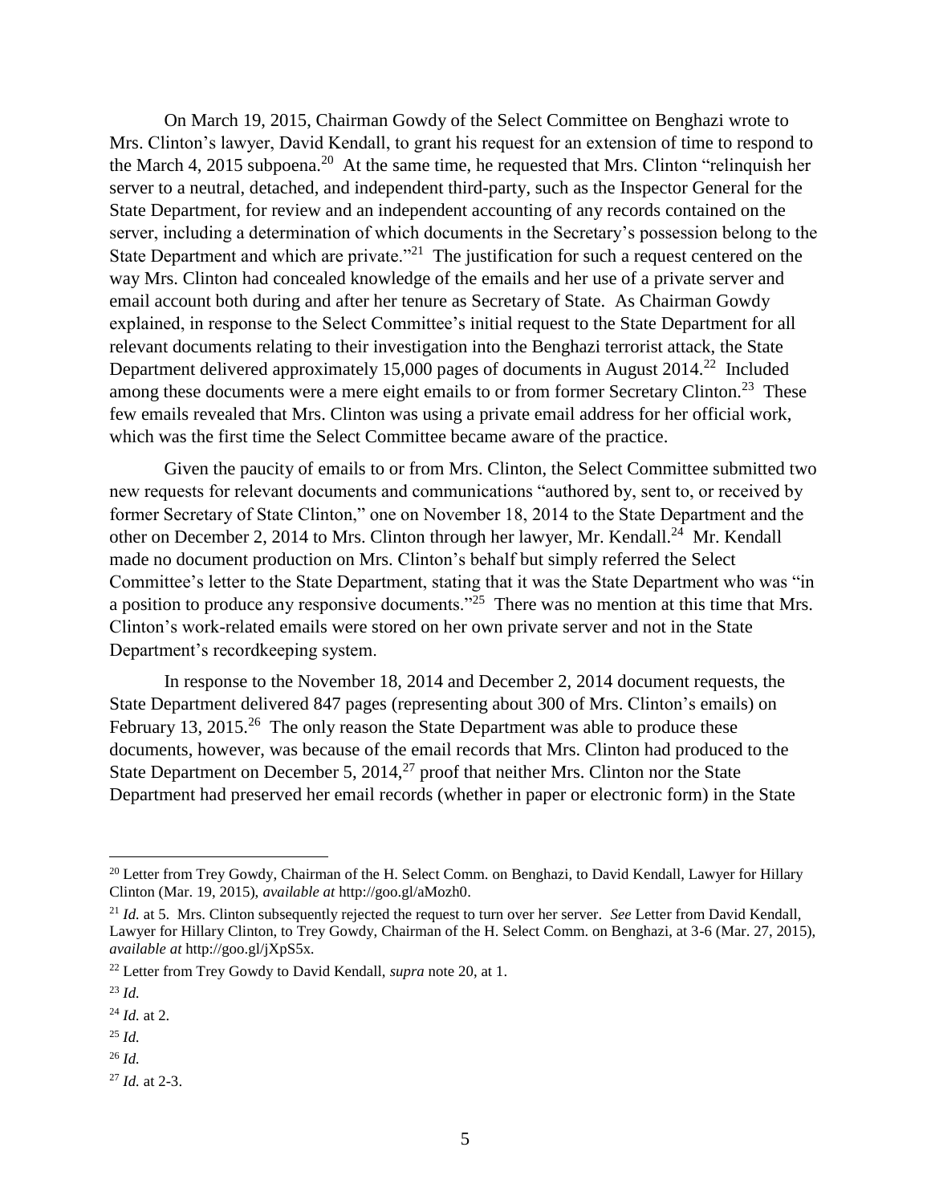On March 19, 2015, Chairman Gowdy of the Select Committee on Benghazi wrote to Mrs. Clinton's lawyer, David Kendall, to grant his request for an extension of time to respond to the March 4, 2015 subpoena.[20] At the same time, he requested that Mrs. Clinton "relinquish her server to a neutral, detached, and independent third-party, such as the Inspector General for the State Department, for review and an independent accounting of any records contained on the server, including a determination of which documents in the Secretary's possession belong to the State Department and which are private."[21] The justification for such a request centered on the way Mrs. Clinton had concealed knowledge of the emails and her use of a private server and email account both during and after her tenure as Secretary of State. As Chairman Gowdy explained, in response to the Select Committee's initial request to the State Department for all relevant documents relating to their investigation into the Benghazi terrorist attack, the State Department delivered approximately 15,000 pages of documents in August 2014.[22] Included among these documents were a mere eight emails to or from former Secretary Clinton.[23] These few emails revealed that Mrs. Clinton was using a private email address for her official work, which was the first time the Select Committee became aware of the practice.

Given the paucity of emails to or from Mrs. Clinton, the Select Committee submitted two new requests for relevant documents and communications "authored by, sent to, or received by former Secretary of State Clinton," one on November 18, 2014 to the State Department and the other on December 2, 2014 to Mrs. Clinton through her lawyer, Mr. Kendall.[24] Mr. Kendall made no document production on Mrs. Clinton's behalf but simply referred the Select Committee's letter to the State Department, stating that it was the State Department who was "in a position to produce any responsive documents."[25] There was no mention at this time that Mrs. Clinton's work-related emails were stored on her own private server and not in the State Department's recordkeeping system.

In response to the November 18, 2014 and December 2, 2014 document requests, the State Department delivered 847 pages (representing about 300 of Mrs. Clinton's emails) on February 13, 2015.[26] The only reason the State Department was able to produce these documents, however, was because of the email records that Mrs. Clinton had produced to the State Department on December 5, 2014,[27] proof that neither Mrs. Clinton nor the State Department had preserved her email records (whether in paper or electronic form) in the State

---

[20] Letter from Trey Gowdy, Chairman of the H. Select Comm. on Benghazi, to David Kendall, Lawyer for Hillary Clinton (Mar. 19, 2015), *available at* http://goo.gl/aMozh0.

[21] *Id.* at 5. Mrs. Clinton subsequently rejected the request to turn over her server. *See* Letter from David Kendall, Lawyer for Hillary Clinton, to Trey Gowdy, Chairman of the H. Select Comm. on Benghazi, at 3-6 (Mar. 27, 2015), *available at* http://goo.gl/jXpS5x.

[22] Letter from Trey Gowdy to David Kendall, *supra* note 20, at 1.

[23] *Id.*

[24] *Id.* at 2.

[25] *Id.*

[26] *Id.*

[27] *Id.* at 2-3.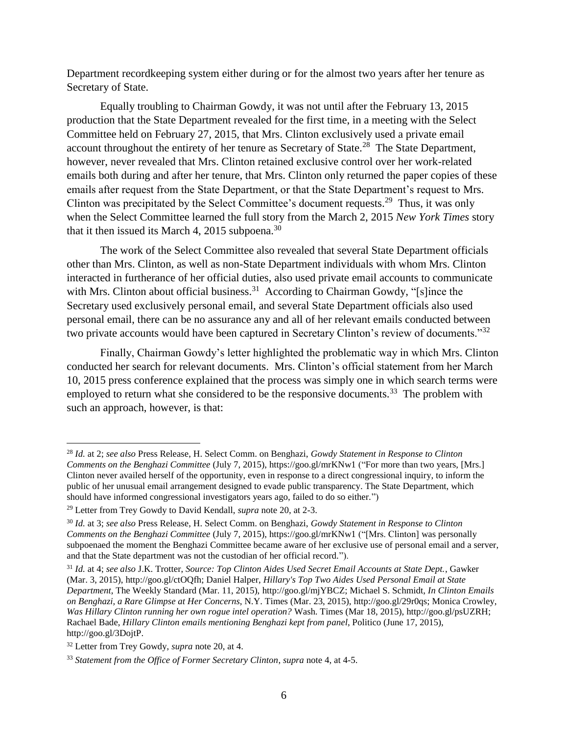Department recordkeeping system either during or for the almost two years after her tenure as Secretary of State.

Equally troubling to Chairman Gowdy, it was not until after the February 13, 2015 production that the State Department revealed for the first time, in a meeting with the Select Committee held on February 27, 2015, that Mrs. Clinton exclusively used a private email account throughout the entirety of her tenure as Secretary of State.[28] The State Department, however, never revealed that Mrs. Clinton retained exclusive control over her work-related emails both during and after her tenure, that Mrs. Clinton only returned the paper copies of these emails after request from the State Department, or that the State Department's request to Mrs. Clinton was precipitated by the Select Committee's document requests.[29] Thus, it was only when the Select Committee learned the full story from the March 2, 2015 *New York Times* story that it then issued its March 4, 2015 subpoena.[30]

The work of the Select Committee also revealed that several State Department officials other than Mrs. Clinton, as well as non-State Department individuals with whom Mrs. Clinton interacted in furtherance of her official duties, also used private email accounts to communicate with Mrs. Clinton about official business.[31] According to Chairman Gowdy, "[s]ince the Secretary used exclusively personal email, and several State Department officials also used personal email, there can be no assurance any and all of her relevant emails conducted between two private accounts would have been captured in Secretary Clinton's review of documents."[32]

Finally, Chairman Gowdy's letter highlighted the problematic way in which Mrs. Clinton conducted her search for relevant documents. Mrs. Clinton's official statement from her March 10, 2015 press conference explained that the process was simply one in which search terms were employed to return what she considered to be the responsive documents.[33] The problem with such an approach, however, is that:

---

[28] *Id.* at 2; *see also* Press Release, H. Select Comm. on Benghazi, *Gowdy Statement in Response to Clinton Comments on the Benghazi Committee* (July 7, 2015), https://goo.gl/mrKNw1 ("For more than two years, [Mrs.] Clinton never availed herself of the opportunity, even in response to a direct congressional inquiry, to inform the public of her unusual email arrangement designed to evade public transparency. The State Department, which should have informed congressional investigators years ago, failed to do so either.")

[29] Letter from Trey Gowdy to David Kendall, *supra* note 20, at 2-3.

[30] *Id.* at 3; *see also* Press Release, H. Select Comm. on Benghazi, *Gowdy Statement in Response to Clinton Comments on the Benghazi Committee* (July 7, 2015), https://goo.gl/mrKNw1 ("[Mrs. Clinton] was personally subpoenaed the moment the Benghazi Committee became aware of her exclusive use of personal email and a server, and that the State department was not the custodian of her official record.").

[31] *Id.* at 4; *see also* J.K. Trotter, *Source: Top Clinton Aides Used Secret Email Accounts at State Dept.*, Gawker (Mar. 3, 2015), http://goo.gl/ctOQfh; Daniel Halper, *Hillary's Top Two Aides Used Personal Email at State Department*, The Weekly Standard (Mar. 11, 2015), http://goo.gl/mjYBCZ; Michael S. Schmidt, *In Clinton Emails on Benghazi, a Rare Glimpse at Her Concerns*, N.Y. Times (Mar. 23, 2015), http://goo.gl/29r0qs; Monica Crowley, *Was Hillary Clinton running her own rogue intel operation?* Wash. Times (Mar 18, 2015), http://goo.gl/psUZRH; Rachael Bade, *Hillary Clinton emails mentioning Benghazi kept from panel*, Politico (June 17, 2015), http://goo.gl/3DojtP.

[32] Letter from Trey Gowdy, *supra* note 20, at 4.

[33] *Statement from the Office of Former Secretary Clinton*, *supra* note 4, at 4-5.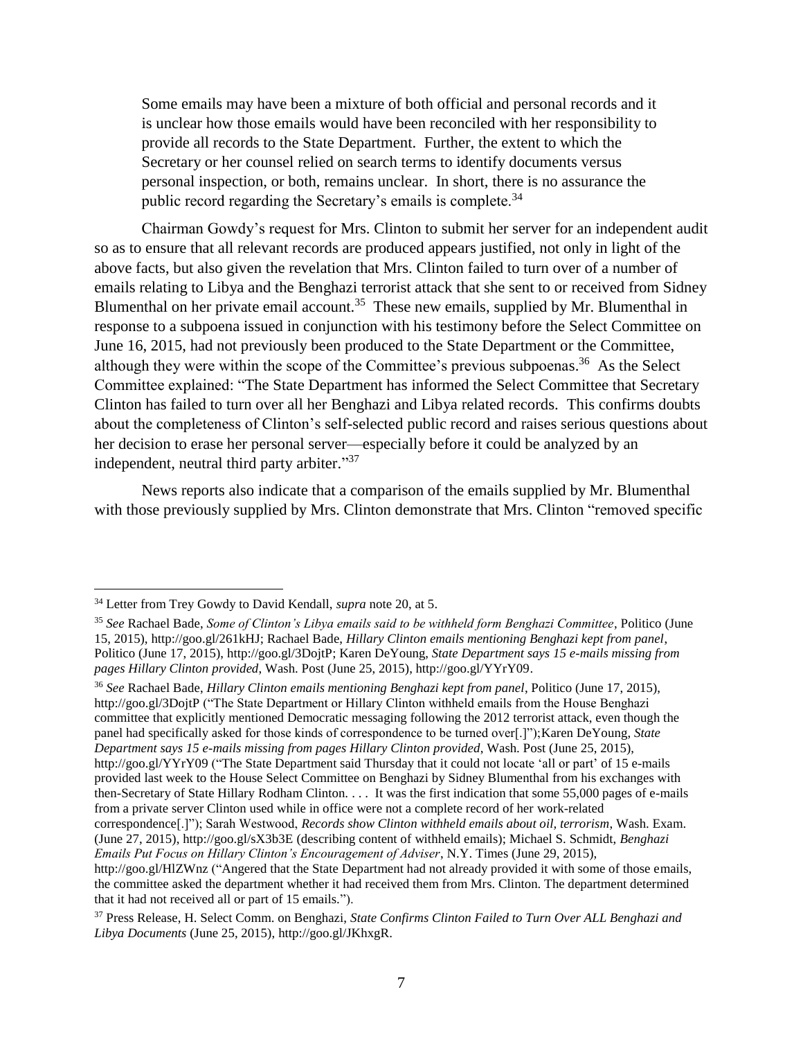> Some emails may have been a mixture of both official and personal records and it is unclear how those emails would have been reconciled with her responsibility to provide all records to the State Department. Further, the extent to which the Secretary or her counsel relied on search terms to identify documents versus personal inspection, or both, remains unclear. In short, there is no assurance the public record regarding the Secretary's emails is complete.[34]

Chairman Gowdy's request for Mrs. Clinton to submit her server for an independent audit so as to ensure that all relevant records are produced appears justified, not only in light of the above facts, but also given the revelation that Mrs. Clinton failed to turn over of a number of emails relating to Libya and the Benghazi terrorist attack that she sent to or received from Sidney Blumenthal on her private email account.[35] These new emails, supplied by Mr. Blumenthal in response to a subpoena issued in conjunction with his testimony before the Select Committee on June 16, 2015, had not previously been produced to the State Department or the Committee, although they were within the scope of the Committee's previous subpoenas.[36] As the Select Committee explained: "The State Department has informed the Select Committee that Secretary Clinton has failed to turn over all her Benghazi and Libya related records. This confirms doubts about the completeness of Clinton's self-selected public record and raises serious questions about her decision to erase her personal server—especially before it could be analyzed by an independent, neutral third party arbiter."[37]

News reports also indicate that a comparison of the emails supplied by Mr. Blumenthal with those previously supplied by Mrs. Clinton demonstrate that Mrs. Clinton "removed specific

---

[34] Letter from Trey Gowdy to David Kendall, *supra* note 20, at 5.

[35] *See* Rachael Bade, *Some of Clinton's Libya emails said to be withheld form Benghazi Committee*, Politico (June 15, 2015), http://goo.gl/261kHJ; Rachael Bade, *Hillary Clinton emails mentioning Benghazi kept from panel*, Politico (June 17, 2015), http://goo.gl/3DojtP; Karen DeYoung, *State Department says 15 e-mails missing from pages Hillary Clinton provided*, Wash. Post (June 25, 2015), http://goo.gl/YYrY09.

[36] *See* Rachael Bade, *Hillary Clinton emails mentioning Benghazi kept from panel*, Politico (June 17, 2015), http://goo.gl/3DojtP ("The State Department or Hillary Clinton withheld emails from the House Benghazi committee that explicitly mentioned Democratic messaging following the 2012 terrorist attack, even though the panel had specifically asked for those kinds of correspondence to be turned over[.]");Karen DeYoung, *State Department says 15 e-mails missing from pages Hillary Clinton provided*, Wash. Post (June 25, 2015), http://goo.gl/YYrY09 ("The State Department said Thursday that it could not locate 'all or part' of 15 e-mails provided last week to the House Select Committee on Benghazi by Sidney Blumenthal from his exchanges with then-Secretary of State Hillary Rodham Clinton. . . . It was the first indication that some 55,000 pages of e-mails from a private server Clinton used while in office were not a complete record of her work-related correspondence[.]"); Sarah Westwood, *Records show Clinton withheld emails about oil, terrorism*, Wash. Exam. (June 27, 2015), http://goo.gl/sX3b3E (describing content of withheld emails); Michael S. Schmidt, *Benghazi Emails Put Focus on Hillary Clinton's Encouragement of Adviser*, N.Y. Times (June 29, 2015), http://goo.gl/HlZWnz ("Angered that the State Department had not already provided it with some of those emails, the committee asked the department whether it had received them from Mrs. Clinton. The department determined that it had not received all or part of 15 emails.").

[37] Press Release, H. Select Comm. on Benghazi, *State Confirms Clinton Failed to Turn Over ALL Benghazi and Libya Documents* (June 25, 2015), http://goo.gl/JKhxgR.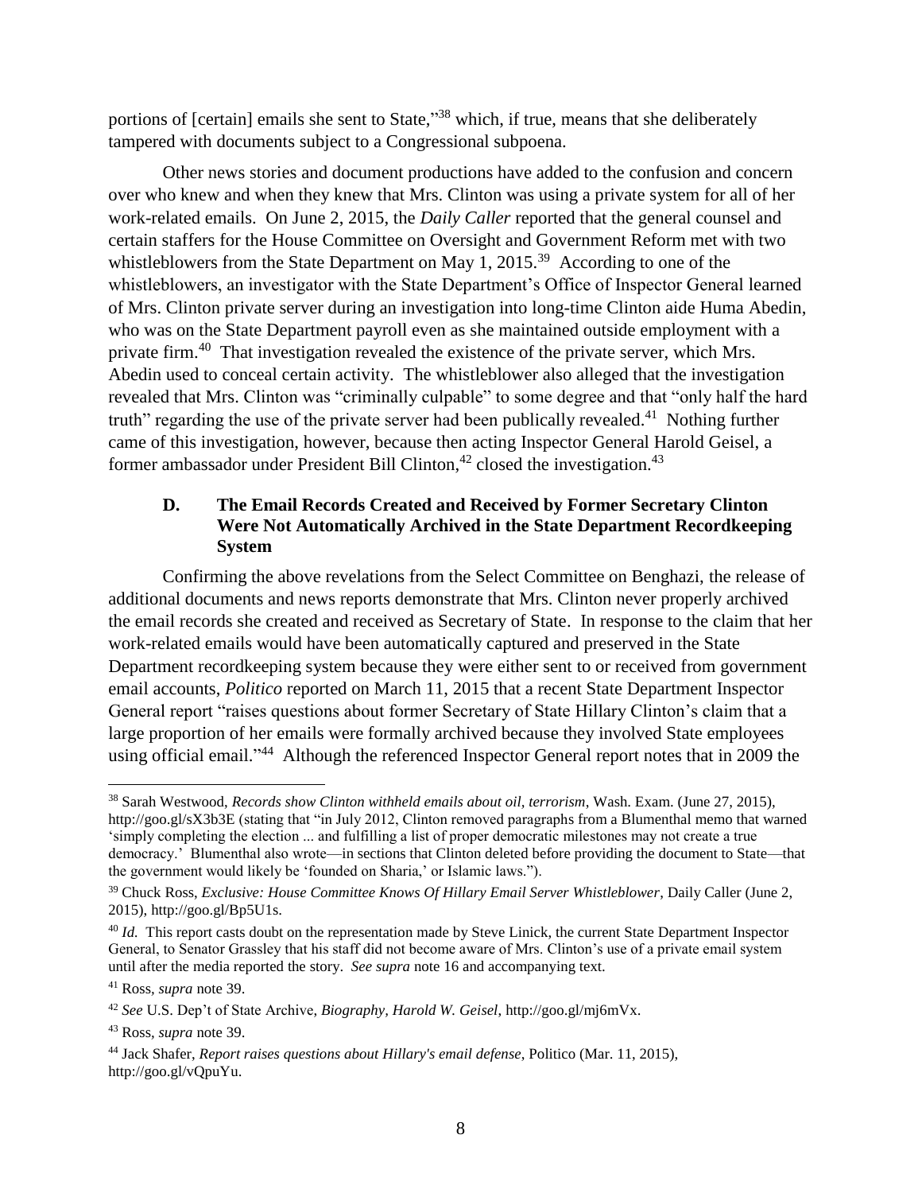portions of [certain] emails she sent to State,"[38] which, if true, means that she deliberately tampered with documents subject to a Congressional subpoena.

Other news stories and document productions have added to the confusion and concern over who knew and when they knew that Mrs. Clinton was using a private system for all of her work-related emails. On June 2, 2015, the *Daily Caller* reported that the general counsel and certain staffers for the House Committee on Oversight and Government Reform met with two whistleblowers from the State Department on May 1, 2015.[39] According to one of the whistleblowers, an investigator with the State Department's Office of Inspector General learned of Mrs. Clinton private server during an investigation into long-time Clinton aide Huma Abedin, who was on the State Department payroll even as she maintained outside employment with a private firm.[40] That investigation revealed the existence of the private server, which Mrs. Abedin used to conceal certain activity. The whistleblower also alleged that the investigation revealed that Mrs. Clinton was "criminally culpable" to some degree and that "only half the hard truth" regarding the use of the private server had been publically revealed.[41] Nothing further came of this investigation, however, because then acting Inspector General Harold Geisel, a former ambassador under President Bill Clinton,[42] closed the investigation.[43]

### D. The Email Records Created and Received by Former Secretary Clinton Were Not Automatically Archived in the State Department Recordkeeping System

Confirming the above revelations from the Select Committee on Benghazi, the release of additional documents and news reports demonstrate that Mrs. Clinton never properly archived the email records she created and received as Secretary of State. In response to the claim that her work-related emails would have been automatically captured and preserved in the State Department recordkeeping system because they were either sent to or received from government email accounts, *Politico* reported on March 11, 2015 that a recent State Department Inspector General report "raises questions about former Secretary of State Hillary Clinton's claim that a large proportion of her emails were formally archived because they involved State employees using official email."[44] Although the referenced Inspector General report notes that in 2009 the

---

[38] Sarah Westwood, *Records show Clinton withheld emails about oil, terrorism*, Wash. Exam. (June 27, 2015), http://goo.gl/sX3b3E (stating that "in July 2012, Clinton removed paragraphs from a Blumenthal memo that warned 'simply completing the election ... and fulfilling a list of proper democratic milestones may not create a true democracy.' Blumenthal also wrote—in sections that Clinton deleted before providing the document to State—that the government would likely be 'founded on Sharia,' or Islamic laws.").

[39] Chuck Ross, *Exclusive: House Committee Knows Of Hillary Email Server Whistleblower*, Daily Caller (June 2, 2015), http://goo.gl/Bp5U1s.

[40] *Id.* This report casts doubt on the representation made by Steve Linick, the current State Department Inspector General, to Senator Grassley that his staff did not become aware of Mrs. Clinton's use of a private email system until after the media reported the story. *See supra* note 16 and accompanying text.

[41] Ross, *supra* note 39.

[42] *See* U.S. Dep't of State Archive, *Biography, Harold W. Geisel*, http://goo.gl/mj6mVx.

[43] Ross, *supra* note 39.

[44] Jack Shafer, *Report raises questions about Hillary's email defense*, Politico (Mar. 11, 2015), http://goo.gl/vQpuYu.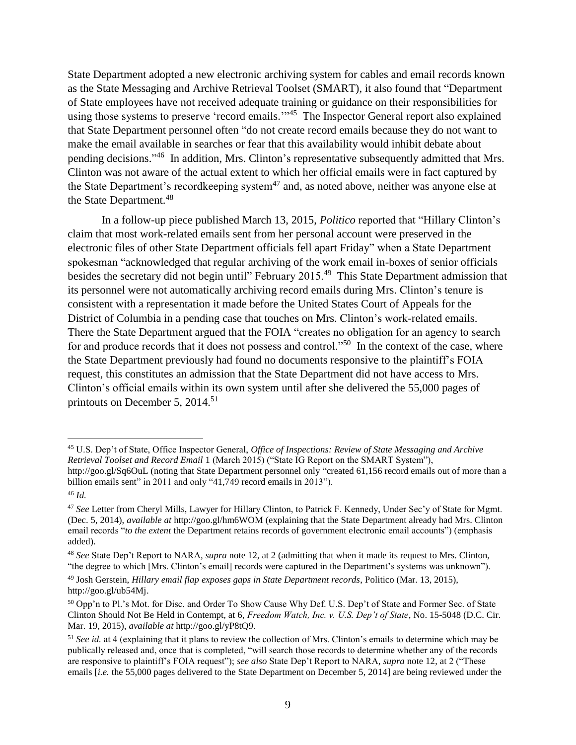State Department adopted a new electronic archiving system for cables and email records known as the State Messaging and Archive Retrieval Toolset (SMART), it also found that "Department of State employees have not received adequate training or guidance on their responsibilities for using those systems to preserve 'record emails.'"[45] The Inspector General report also explained that State Department personnel often "do not create record emails because they do not want to make the email available in searches or fear that this availability would inhibit debate about pending decisions."[46] In addition, Mrs. Clinton's representative subsequently admitted that Mrs. Clinton was not aware of the actual extent to which her official emails were in fact captured by the State Department's recordkeeping system[47] and, as noted above, neither was anyone else at the State Department.[48]

In a follow-up piece published March 13, 2015, *Politico* reported that "Hillary Clinton's claim that most work-related emails sent from her personal account were preserved in the electronic files of other State Department officials fell apart Friday" when a State Department spokesman "acknowledged that regular archiving of the work email in-boxes of senior officials besides the secretary did not begin until" February 2015.[49] This State Department admission that its personnel were not automatically archiving record emails during Mrs. Clinton's tenure is consistent with a representation it made before the United States Court of Appeals for the District of Columbia in a pending case that touches on Mrs. Clinton's work-related emails. There the State Department argued that the FOIA "creates no obligation for an agency to search for and produce records that it does not possess and control."[50] In the context of the case, where the State Department previously had found no documents responsive to the plaintiff's FOIA request, this constitutes an admission that the State Department did not have access to Mrs. Clinton's official emails within its own system until after she delivered the 55,000 pages of printouts on December 5, 2014.[51]

---

[45] U.S. Dep't of State, Office Inspector General, *Office of Inspections: Review of State Messaging and Archive Retrieval Toolset and Record Email* 1 (March 2015) ("State IG Report on the SMART System"), http://goo.gl/Sq6OuL (noting that State Department personnel only "created 61,156 record emails out of more than a billion emails sent" in 2011 and only "41,749 record emails in 2013").

[46] *Id.*

[47] *See* Letter from Cheryl Mills, Lawyer for Hillary Clinton, to Patrick F. Kennedy, Under Sec'y of State for Mgmt. (Dec. 5, 2014), *available at* http://goo.gl/hm6WOM (explaining that the State Department already had Mrs. Clinton email records "*to the extent* the Department retains records of government electronic email accounts") (emphasis added).

[48] *See* State Dep't Report to NARA, *supra* note 12, at 2 (admitting that when it made its request to Mrs. Clinton, "the degree to which [Mrs. Clinton's email] records were captured in the Department's systems was unknown").

[49] Josh Gerstein, *Hillary email flap exposes gaps in State Department records*, Politico (Mar. 13, 2015), http://goo.gl/ub54Mj.

[50] Opp'n to Pl.'s Mot. for Disc. and Order To Show Cause Why Def. U.S. Dep't of State and Former Sec. of State Clinton Should Not Be Held in Contempt, at 6, *Freedom Watch, Inc. v. U.S. Dep't of State*, No. 15-5048 (D.C. Cir. Mar. 19, 2015), *available at* http://goo.gl/yP8tQ9.

[51] *See id.* at 4 (explaining that it plans to review the collection of Mrs. Clinton's emails to determine which may be publically released and, once that is completed, "will search those records to determine whether any of the records are responsive to plaintiff's FOIA request"); *see also* State Dep't Report to NARA, *supra* note 12, at 2 ("These emails [*i.e.* the 55,000 pages delivered to the State Department on December 5, 2014] are being reviewed under the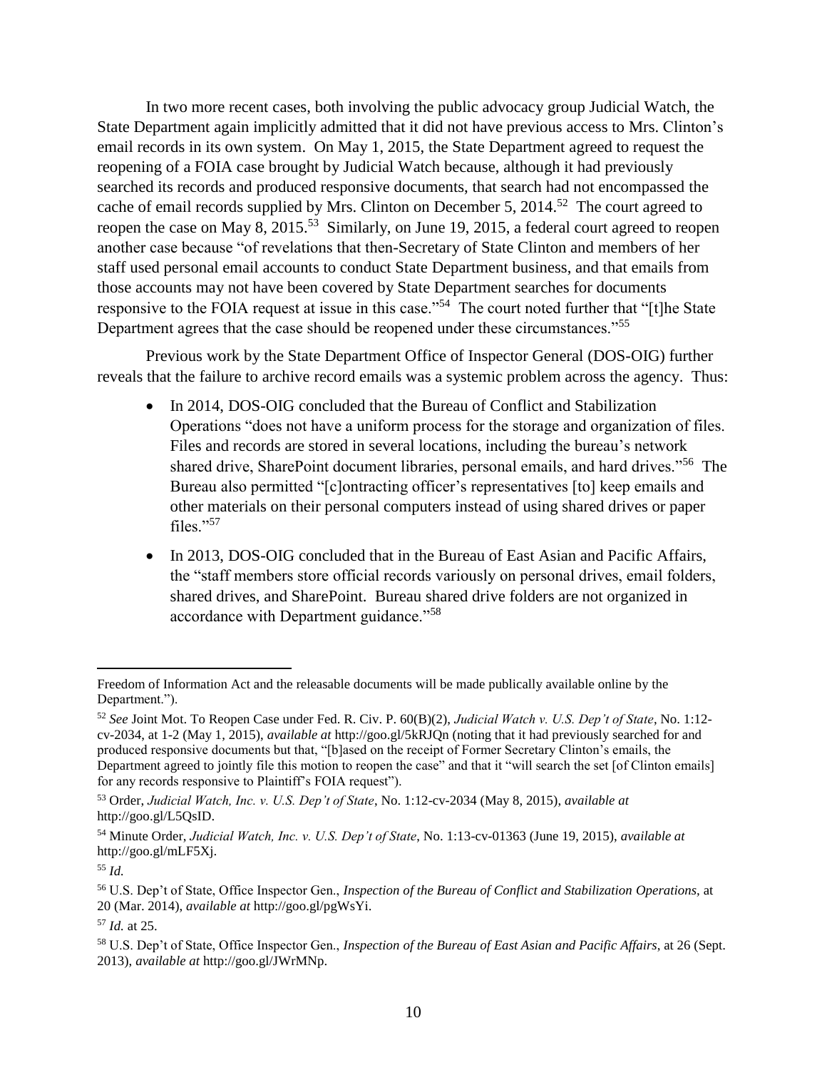In two more recent cases, both involving the public advocacy group Judicial Watch, the State Department again implicitly admitted that it did not have previous access to Mrs. Clinton's email records in its own system. On May 1, 2015, the State Department agreed to request the reopening of a FOIA case brought by Judicial Watch because, although it had previously searched its records and produced responsive documents, that search had not encompassed the cache of email records supplied by Mrs. Clinton on December 5, 2014.[52] The court agreed to reopen the case on May 8, 2015.[53] Similarly, on June 19, 2015, a federal court agreed to reopen another case because "of revelations that then-Secretary of State Clinton and members of her staff used personal email accounts to conduct State Department business, and that emails from those accounts may not have been covered by State Department searches for documents responsive to the FOIA request at issue in this case."[54] The court noted further that "[t]he State Department agrees that the case should be reopened under these circumstances."[55]

Previous work by the State Department Office of Inspector General (DOS-OIG) further reveals that the failure to archive record emails was a systemic problem across the agency. Thus:

- In 2014, DOS-OIG concluded that the Bureau of Conflict and Stabilization Operations "does not have a uniform process for the storage and organization of files. Files and records are stored in several locations, including the bureau's network shared drive, SharePoint document libraries, personal emails, and hard drives."[56] The Bureau also permitted "[c]ontracting officer's representatives [to] keep emails and other materials on their personal computers instead of using shared drives or paper files."[57]
- In 2013, DOS-OIG concluded that in the Bureau of East Asian and Pacific Affairs, the "staff members store official records variously on personal drives, email folders, shared drives, and SharePoint. Bureau shared drive folders are not organized in accordance with Department guidance."[58]

---

Freedom of Information Act and the releasable documents will be made publically available online by the Department.").

[52] *See* Joint Mot. To Reopen Case under Fed. R. Civ. P. 60(B)(2), *Judicial Watch v. U.S. Dep't of State*, No. 1:12-cv-2034, at 1-2 (May 1, 2015), *available at* http://goo.gl/5kRJQn (noting that it had previously searched for and produced responsive documents but that, "[b]ased on the receipt of Former Secretary Clinton's emails, the Department agreed to jointly file this motion to reopen the case" and that it "will search the set [of Clinton emails] for any records responsive to Plaintiff's FOIA request").

[53] Order, *Judicial Watch, Inc. v. U.S. Dep't of State*, No. 1:12-cv-2034 (May 8, 2015), *available at* http://goo.gl/L5QsID.

[54] Minute Order, *Judicial Watch, Inc. v. U.S. Dep't of State*, No. 1:13-cv-01363 (June 19, 2015), *available at* http://goo.gl/mLF5Xj.

[55] *Id.*

[56] U.S. Dep't of State, Office Inspector Gen., *Inspection of the Bureau of Conflict and Stabilization Operations*, at 20 (Mar. 2014), *available at* http://goo.gl/pgWsYi.

[57] *Id.* at 25.

[58] U.S. Dep't of State, Office Inspector Gen., *Inspection of the Bureau of East Asian and Pacific Affairs*, at 26 (Sept. 2013), *available at* http://goo.gl/JWrMNp.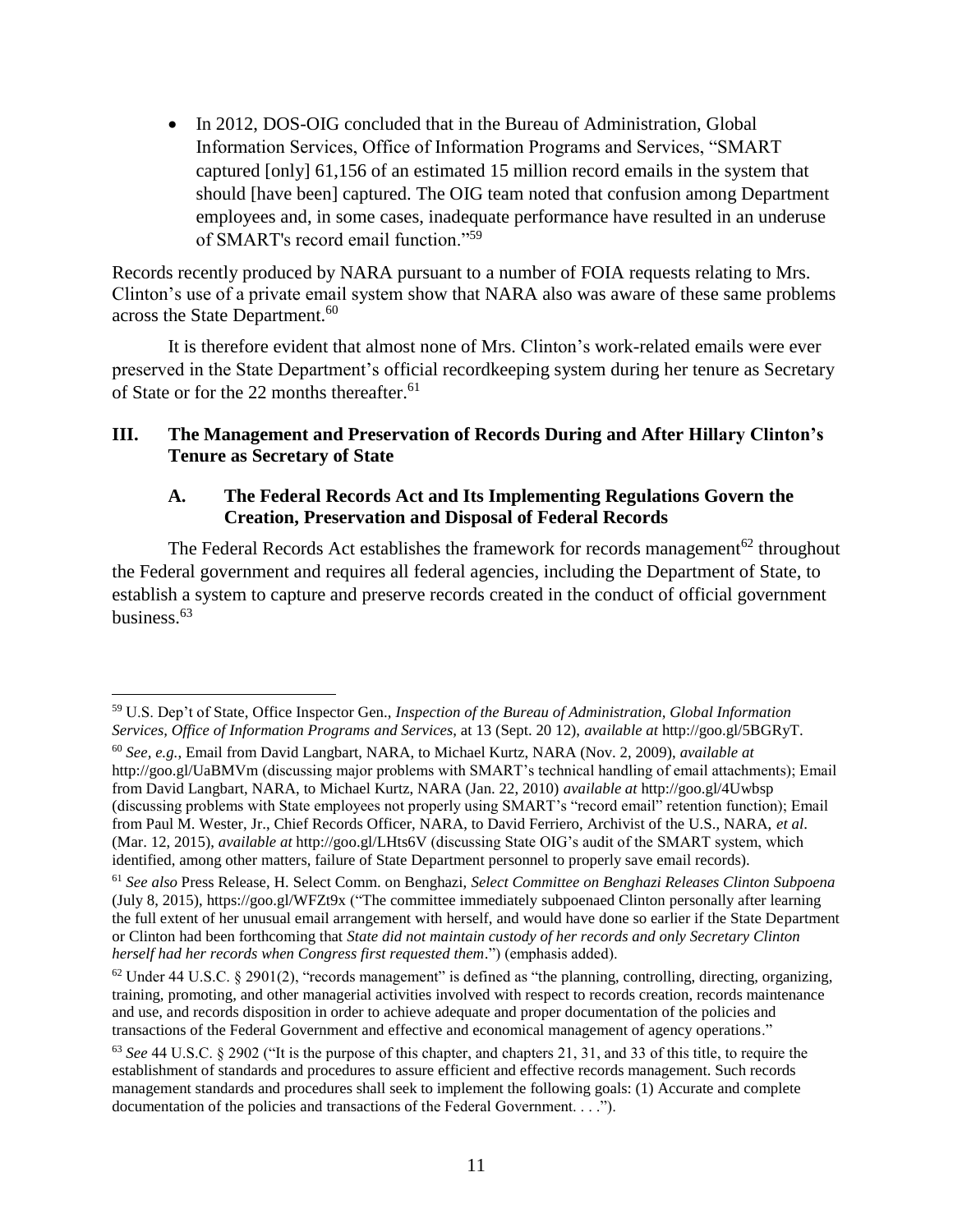- In 2012, DOS-OIG concluded that in the Bureau of Administration, Global Information Services, Office of Information Programs and Services, "SMART captured [only] 61,156 of an estimated 15 million record emails in the system that should [have been] captured. The OIG team noted that confusion among Department employees and, in some cases, inadequate performance have resulted in an underuse of SMART's record email function."[59]

Records recently produced by NARA pursuant to a number of FOIA requests relating to Mrs. Clinton's use of a private email system show that NARA also was aware of these same problems across the State Department.[60]

It is therefore evident that almost none of Mrs. Clinton's work-related emails were ever preserved in the State Department's official recordkeeping system during her tenure as Secretary of State or for the 22 months thereafter.[61]

## III. The Management and Preservation of Records During and After Hillary Clinton's Tenure as Secretary of State

### A. The Federal Records Act and Its Implementing Regulations Govern the Creation, Preservation and Disposal of Federal Records

The Federal Records Act establishes the framework for records management[62] throughout the Federal government and requires all federal agencies, including the Department of State, to establish a system to capture and preserve records created in the conduct of official government business.[63]

---

[59] U.S. Dep't of State, Office Inspector Gen., *Inspection of the Bureau of Administration, Global Information Services, Office of Information Programs and Services*, at 13 (Sept. 20 12), *available at* http://goo.gl/5BGRyT.

[60] *See, e.g.*, Email from David Langbart, NARA, to Michael Kurtz, NARA (Nov. 2, 2009), *available at* http://goo.gl/UaBMVm (discussing major problems with SMART's technical handling of email attachments); Email from David Langbart, NARA, to Michael Kurtz, NARA (Jan. 22, 2010) *available at* http://goo.gl/4Uwbsp (discussing problems with State employees not properly using SMART's "record email" retention function); Email from Paul M. Wester, Jr., Chief Records Officer, NARA, to David Ferriero, Archivist of the U.S., NARA, *et al.* (Mar. 12, 2015), *available at* http://goo.gl/LHts6V (discussing State OIG's audit of the SMART system, which identified, among other matters, failure of State Department personnel to properly save email records).

[61] *See also* Press Release, H. Select Comm. on Benghazi, *Select Committee on Benghazi Releases Clinton Subpoena* (July 8, 2015), https://goo.gl/WFZt9x ("The committee immediately subpoenaed Clinton personally after learning the full extent of her unusual email arrangement with herself, and would have done so earlier if the State Department or Clinton had been forthcoming that *State did not maintain custody of her records and only Secretary Clinton herself had her records when Congress first requested them*.") (emphasis added).

[62] Under 44 U.S.C. § 2901(2), "records management" is defined as "the planning, controlling, directing, organizing, training, promoting, and other managerial activities involved with respect to records creation, records maintenance and use, and records disposition in order to achieve adequate and proper documentation of the policies and transactions of the Federal Government and effective and economical management of agency operations."

[63] *See* 44 U.S.C. § 2902 ("It is the purpose of this chapter, and chapters 21, 31, and 33 of this title, to require the establishment of standards and procedures to assure efficient and effective records management. Such records management standards and procedures shall seek to implement the following goals: (1) Accurate and complete documentation of the policies and transactions of the Federal Government. . . .").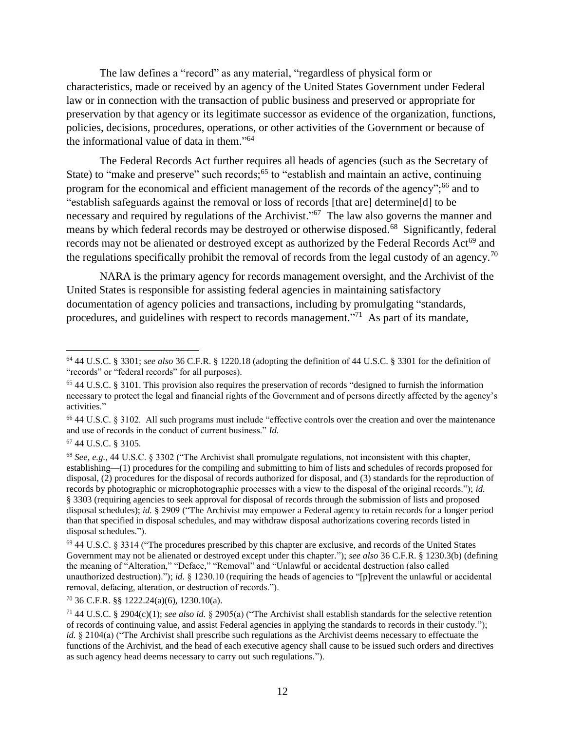The law defines a "record" as any material, "regardless of physical form or characteristics, made or received by an agency of the United States Government under Federal law or in connection with the transaction of public business and preserved or appropriate for preservation by that agency or its legitimate successor as evidence of the organization, functions, policies, decisions, procedures, operations, or other activities of the Government or because of the informational value of data in them."[64]

The Federal Records Act further requires all heads of agencies (such as the Secretary of State) to "make and preserve" such records;[65] to "establish and maintain an active, continuing program for the economical and efficient management of the records of the agency";[66] and to "establish safeguards against the removal or loss of records [that are] determine[d] to be necessary and required by regulations of the Archivist."[67] The law also governs the manner and means by which federal records may be destroyed or otherwise disposed.[68] Significantly, federal records may not be alienated or destroyed except as authorized by the Federal Records Act[69] and the regulations specifically prohibit the removal of records from the legal custody of an agency.[70]

NARA is the primary agency for records management oversight, and the Archivist of the United States is responsible for assisting federal agencies in maintaining satisfactory documentation of agency policies and transactions, including by promulgating "standards, procedures, and guidelines with respect to records management."[71] As part of its mandate,

---

[64] 44 U.S.C. § 3301; *see also* 36 C.F.R. § 1220.18 (adopting the definition of 44 U.S.C. § 3301 for the definition of "records" or "federal records" for all purposes).

[65] 44 U.S.C. § 3101. This provision also requires the preservation of records "designed to furnish the information necessary to protect the legal and financial rights of the Government and of persons directly affected by the agency's activities."

[66] 44 U.S.C. § 3102. All such programs must include "effective controls over the creation and over the maintenance and use of records in the conduct of current business." *Id.*

[67] 44 U.S.C. § 3105.

[68] *See, e.g.,* 44 U.S.C. § 3302 ("The Archivist shall promulgate regulations, not inconsistent with this chapter, establishing—(1) procedures for the compiling and submitting to him of lists and schedules of records proposed for disposal, (2) procedures for the disposal of records authorized for disposal, and (3) standards for the reproduction of records by photographic or microphotographic processes with a view to the disposal of the original records."); *id.* § 3303 (requiring agencies to seek approval for disposal of records through the submission of lists and proposed disposal schedules); *id.* § 2909 ("The Archivist may empower a Federal agency to retain records for a longer period than that specified in disposal schedules, and may withdraw disposal authorizations covering records listed in disposal schedules.").

[69] 44 U.S.C. § 3314 ("The procedures prescribed by this chapter are exclusive, and records of the United States Government may not be alienated or destroyed except under this chapter."); *see also* 36 C.F.R. § 1230.3(b) (defining the meaning of "Alteration," "Deface," "Removal" and "Unlawful or accidental destruction (also called unauthorized destruction)."); *id.* § 1230.10 (requiring the heads of agencies to "[p]revent the unlawful or accidental removal, defacing, alteration, or destruction of records.").

[70] 36 C.F.R. §§ 1222.24(a)(6), 1230.10(a).

[71] 44 U.S.C. § 2904(c)(1); *see also id.* § 2905(a) ("The Archivist shall establish standards for the selective retention of records of continuing value, and assist Federal agencies in applying the standards to records in their custody."); *id.* § 2104(a) ("The Archivist shall prescribe such regulations as the Archivist deems necessary to effectuate the functions of the Archivist, and the head of each executive agency shall cause to be issued such orders and directives as such agency head deems necessary to carry out such regulations.").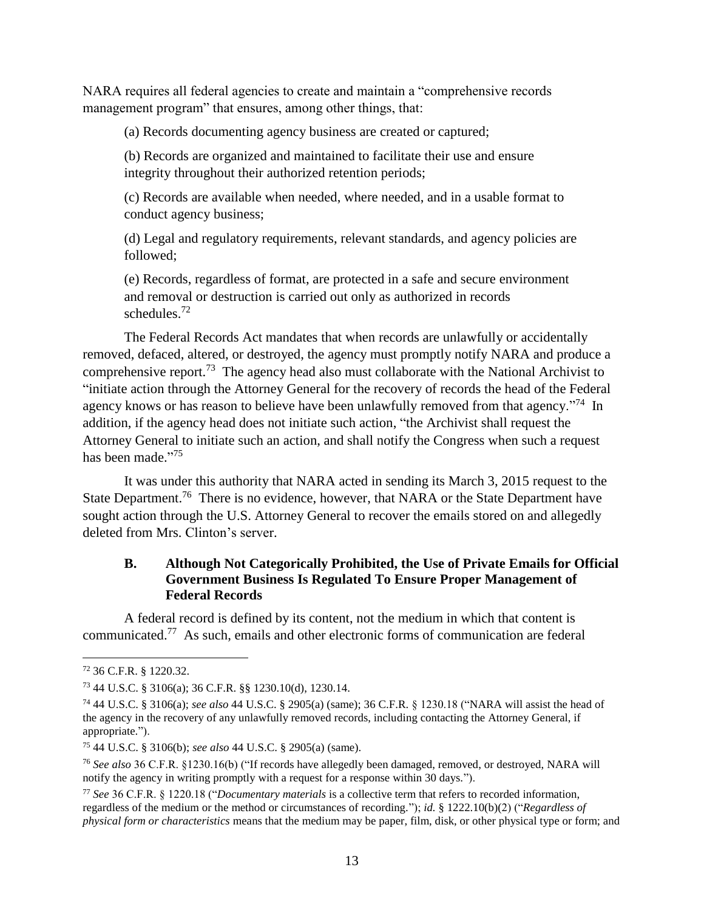NARA requires all federal agencies to create and maintain a "comprehensive records management program" that ensures, among other things, that:

> (a) Records documenting agency business are created or captured;
>
> (b) Records are organized and maintained to facilitate their use and ensure integrity throughout their authorized retention periods;
>
> (c) Records are available when needed, where needed, and in a usable format to conduct agency business;
>
> (d) Legal and regulatory requirements, relevant standards, and agency policies are followed;
>
> (e) Records, regardless of format, are protected in a safe and secure environment and removal or destruction is carried out only as authorized in records schedules.[72]

The Federal Records Act mandates that when records are unlawfully or accidentally removed, defaced, altered, or destroyed, the agency must promptly notify NARA and produce a comprehensive report.[73] The agency head also must collaborate with the National Archivist to "initiate action through the Attorney General for the recovery of records the head of the Federal agency knows or has reason to believe have been unlawfully removed from that agency."[74] In addition, if the agency head does not initiate such action, "the Archivist shall request the Attorney General to initiate such an action, and shall notify the Congress when such a request has been made."[75]

It was under this authority that NARA acted in sending its March 3, 2015 request to the State Department.[76] There is no evidence, however, that NARA or the State Department have sought action through the U.S. Attorney General to recover the emails stored on and allegedly deleted from Mrs. Clinton's server.

### B. Although Not Categorically Prohibited, the Use of Private Emails for Official Government Business Is Regulated To Ensure Proper Management of Federal Records

A federal record is defined by its content, not the medium in which that content is communicated.[77] As such, emails and other electronic forms of communication are federal

---

[72] 36 C.F.R. § 1220.32.

[73] 44 U.S.C. § 3106(a); 36 C.F.R. §§ 1230.10(d), 1230.14.

[74] 44 U.S.C. § 3106(a); *see also* 44 U.S.C. § 2905(a) (same); 36 C.F.R. § 1230.18 ("NARA will assist the head of the agency in the recovery of any unlawfully removed records, including contacting the Attorney General, if appropriate.").

[75] 44 U.S.C. § 3106(b); *see also* 44 U.S.C. § 2905(a) (same).

[76] *See also* 36 C.F.R. §1230.16(b) ("If records have allegedly been damaged, removed, or destroyed, NARA will notify the agency in writing promptly with a request for a response within 30 days.").

[77] *See* 36 C.F.R. § 1220.18 ("*Documentary materials* is a collective term that refers to recorded information, regardless of the medium or the method or circumstances of recording."); *id.* § 1222.10(b)(2) ("*Regardless of physical form or characteristics* means that the medium may be paper, film, disk, or other physical type or form; and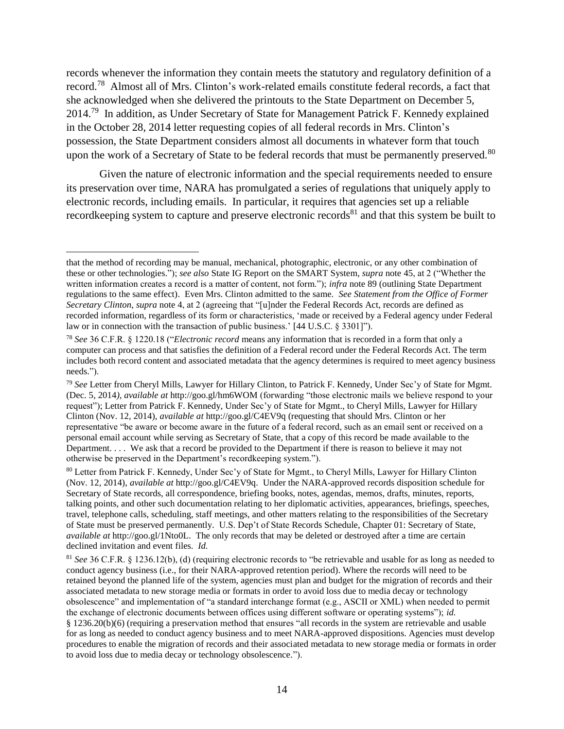records whenever the information they contain meets the statutory and regulatory definition of a record.[78] Almost all of Mrs. Clinton's work-related emails constitute federal records, a fact that she acknowledged when she delivered the printouts to the State Department on December 5, 2014.[79] In addition, as Under Secretary of State for Management Patrick F. Kennedy explained in the October 28, 2014 letter requesting copies of all federal records in Mrs. Clinton's possession, the State Department considers almost all documents in whatever form that touch upon the work of a Secretary of State to be federal records that must be permanently preserved.[80]

Given the nature of electronic information and the special requirements needed to ensure its preservation over time, NARA has promulgated a series of regulations that uniquely apply to electronic records, including emails. In particular, it requires that agencies set up a reliable recordkeeping system to capture and preserve electronic records[81] and that this system be built to

---

that the method of recording may be manual, mechanical, photographic, electronic, or any other combination of these or other technologies."); *see also* State IG Report on the SMART System, *supra* note 45, at 2 ("Whether the written information creates a record is a matter of content, not form."); *infra* note 89 (outlining State Department regulations to the same effect). Even Mrs. Clinton admitted to the same. *See Statement from the Office of Former Secretary Clinton*, *supra* note 4, at 2 (agreeing that "[u]nder the Federal Records Act, records are defined as recorded information, regardless of its form or characteristics, 'made or received by a Federal agency under Federal law or in connection with the transaction of public business.' [44 U.S.C. § 3301]").

[78] *See* 36 C.F.R. § 1220.18 ("*Electronic record* means any information that is recorded in a form that only a computer can process and that satisfies the definition of a Federal record under the Federal Records Act. The term includes both record content and associated metadata that the agency determines is required to meet agency business needs.").

[79] *See* Letter from Cheryl Mills, Lawyer for Hillary Clinton, to Patrick F. Kennedy, Under Sec'y of State for Mgmt. (Dec. 5, 2014*), available at* http://goo.gl/hm6WOM (forwarding "those electronic mails we believe respond to your request"); Letter from Patrick F. Kennedy, Under Sec'y of State for Mgmt., to Cheryl Mills, Lawyer for Hillary Clinton (Nov. 12, 2014), *available at* http://goo.gl/C4EV9q (requesting that should Mrs. Clinton or her representative "be aware or become aware in the future of a federal record, such as an email sent or received on a personal email account while serving as Secretary of State, that a copy of this record be made available to the Department. . . . We ask that a record be provided to the Department if there is reason to believe it may not otherwise be preserved in the Department's recordkeeping system.").

[80] Letter from Patrick F. Kennedy, Under Sec'y of State for Mgmt., to Cheryl Mills, Lawyer for Hillary Clinton (Nov. 12, 2014), *available at* http://goo.gl/C4EV9q. Under the NARA-approved records disposition schedule for Secretary of State records, all correspondence, briefing books, notes, agendas, memos, drafts, minutes, reports, talking points, and other such documentation relating to her diplomatic activities, appearances, briefings, speeches, travel, telephone calls, scheduling, staff meetings, and other matters relating to the responsibilities of the Secretary of State must be preserved permanently. U.S. Dep't of State Records Schedule, Chapter 01: Secretary of State, *available at* http://goo.gl/1Nto0L. The only records that may be deleted or destroyed after a time are certain declined invitation and event files. *Id.*

[81] *See* 36 C.F.R. § 1236.12(b), (d) (requiring electronic records to "be retrievable and usable for as long as needed to conduct agency business (i.e., for their NARA-approved retention period). Where the records will need to be retained beyond the planned life of the system, agencies must plan and budget for the migration of records and their associated metadata to new storage media or formats in order to avoid loss due to media decay or technology obsolescence" and implementation of "a standard interchange format (e.g., ASCII or XML) when needed to permit the exchange of electronic documents between offices using different software or operating systems"); *id.* § 1236.20(b)(6) (requiring a preservation method that ensures "all records in the system are retrievable and usable for as long as needed to conduct agency business and to meet NARA-approved dispositions. Agencies must develop procedures to enable the migration of records and their associated metadata to new storage media or formats in order to avoid loss due to media decay or technology obsolescence.").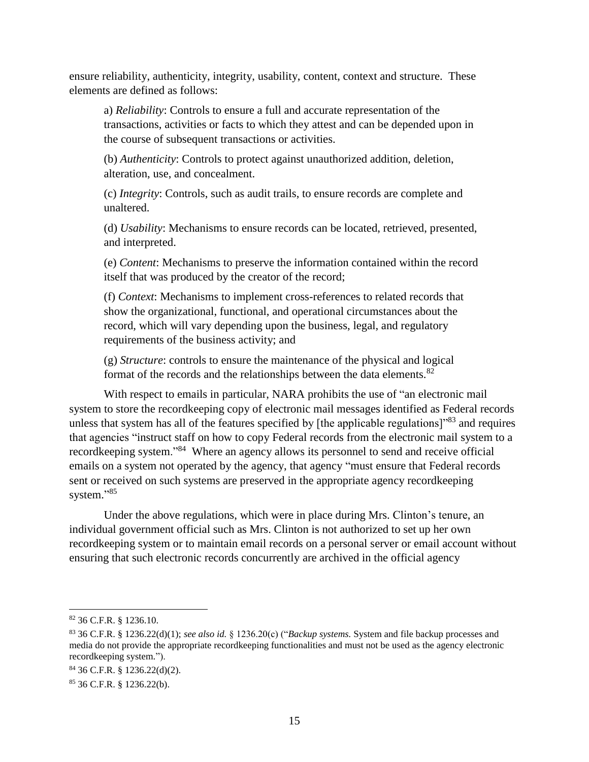ensure reliability, authenticity, integrity, usability, content, context and structure. These elements are defined as follows:

> a) *Reliability*: Controls to ensure a full and accurate representation of the transactions, activities or facts to which they attest and can be depended upon in the course of subsequent transactions or activities.
>
> (b) *Authenticity*: Controls to protect against unauthorized addition, deletion, alteration, use, and concealment.
>
> (c) *Integrity*: Controls, such as audit trails, to ensure records are complete and unaltered.
>
> (d) *Usability*: Mechanisms to ensure records can be located, retrieved, presented, and interpreted.
>
> (e) *Content*: Mechanisms to preserve the information contained within the record itself that was produced by the creator of the record;
>
> (f) *Context*: Mechanisms to implement cross-references to related records that show the organizational, functional, and operational circumstances about the record, which will vary depending upon the business, legal, and regulatory requirements of the business activity; and
>
> (g) *Structure*: controls to ensure the maintenance of the physical and logical format of the records and the relationships between the data elements.[82]

With respect to emails in particular, NARA prohibits the use of "an electronic mail system to store the recordkeeping copy of electronic mail messages identified as Federal records unless that system has all of the features specified by [the applicable regulations]"[83] and requires that agencies "instruct staff on how to copy Federal records from the electronic mail system to a recordkeeping system."[84] Where an agency allows its personnel to send and receive official emails on a system not operated by the agency, that agency "must ensure that Federal records sent or received on such systems are preserved in the appropriate agency recordkeeping system."[85]

Under the above regulations, which were in place during Mrs. Clinton's tenure, an individual government official such as Mrs. Clinton is not authorized to set up her own recordkeeping system or to maintain email records on a personal server or email account without ensuring that such electronic records concurrently are archived in the official agency

---

[82] 36 C.F.R. § 1236.10.

[83] 36 C.F.R. § 1236.22(d)(1); *see also id.* § 1236.20(c) ("*Backup systems.* System and file backup processes and media do not provide the appropriate recordkeeping functionalities and must not be used as the agency electronic recordkeeping system.").

[84] 36 C.F.R. § 1236.22(d)(2).

[85] 36 C.F.R. § 1236.22(b).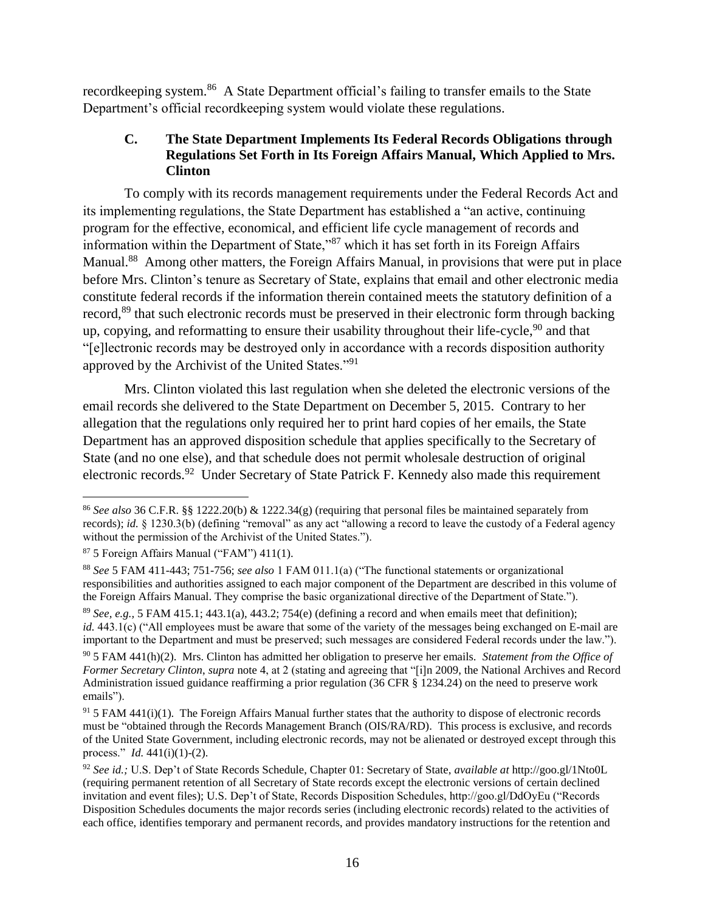recordkeeping system.[86] A State Department official's failing to transfer emails to the State Department's official recordkeeping system would violate these regulations.

### C. The State Department Implements Its Federal Records Obligations through Regulations Set Forth in Its Foreign Affairs Manual, Which Applied to Mrs. Clinton

To comply with its records management requirements under the Federal Records Act and its implementing regulations, the State Department has established a "an active, continuing program for the effective, economical, and efficient life cycle management of records and information within the Department of State,"[87] which it has set forth in its Foreign Affairs Manual.[88] Among other matters, the Foreign Affairs Manual, in provisions that were put in place before Mrs. Clinton's tenure as Secretary of State, explains that email and other electronic media constitute federal records if the information therein contained meets the statutory definition of a record,[89] that such electronic records must be preserved in their electronic form through backing up, copying, and reformatting to ensure their usability throughout their life-cycle,[90] and that "[e]lectronic records may be destroyed only in accordance with a records disposition authority approved by the Archivist of the United States."[91]

Mrs. Clinton violated this last regulation when she deleted the electronic versions of the email records she delivered to the State Department on December 5, 2015. Contrary to her allegation that the regulations only required her to print hard copies of her emails, the State Department has an approved disposition schedule that applies specifically to the Secretary of State (and no one else), and that schedule does not permit wholesale destruction of original electronic records.[92] Under Secretary of State Patrick F. Kennedy also made this requirement

---

[86] *See also* 36 C.F.R. §§ 1222.20(b) & 1222.34(g) (requiring that personal files be maintained separately from records); *id.* § 1230.3(b) (defining "removal" as any act "allowing a record to leave the custody of a Federal agency without the permission of the Archivist of the United States.").

[87] 5 Foreign Affairs Manual ("FAM") 411(1).

[88] *See* 5 FAM 411-443; 751-756; *see also* 1 FAM 011.1(a) ("The functional statements or organizational responsibilities and authorities assigned to each major component of the Department are described in this volume of the Foreign Affairs Manual. They comprise the basic organizational directive of the Department of State.").

[89] *See, e.g.,* 5 FAM 415.1; 443.1(a), 443.2; 754(e) (defining a record and when emails meet that definition); *id.* 443.1(c) ("All employees must be aware that some of the variety of the messages being exchanged on E-mail are important to the Department and must be preserved; such messages are considered Federal records under the law.").

[90] 5 FAM 441(h)(2). Mrs. Clinton has admitted her obligation to preserve her emails. *Statement from the Office of Former Secretary Clinton*, *supra* note 4, at 2 (stating and agreeing that "[i]n 2009, the National Archives and Record Administration issued guidance reaffirming a prior regulation (36 CFR § 1234.24) on the need to preserve work emails").

[91] 5 FAM 441(i)(1). The Foreign Affairs Manual further states that the authority to dispose of electronic records must be "obtained through the Records Management Branch (OIS/RA/RD). This process is exclusive, and records of the United State Government, including electronic records, may not be alienated or destroyed except through this process." *Id.* 441(i)(1)-(2).

[92] *See id.;* U.S. Dep't of State Records Schedule, Chapter 01: Secretary of State, *available at* http://goo.gl/1Nto0L (requiring permanent retention of all Secretary of State records except the electronic versions of certain declined invitation and event files); U.S. Dep't of State, Records Disposition Schedules, http://goo.gl/DdOyEu ("Records Disposition Schedules documents the major records series (including electronic records) related to the activities of each office, identifies temporary and permanent records, and provides mandatory instructions for the retention and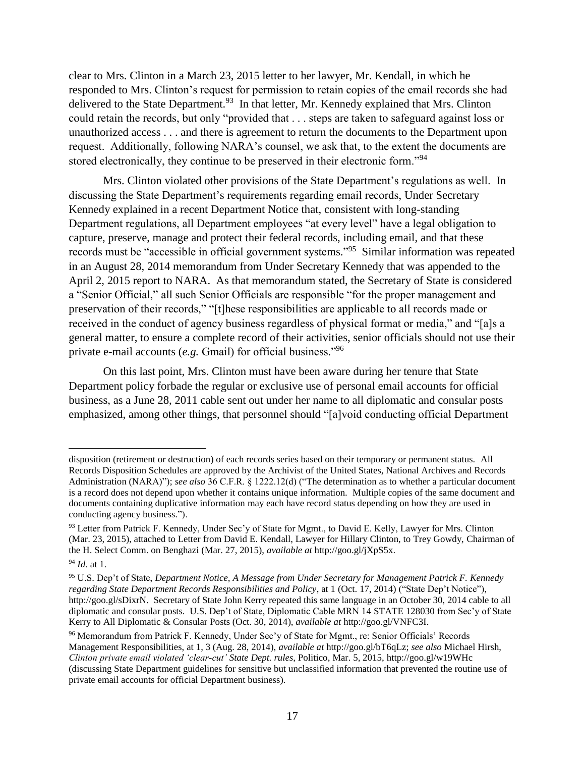clear to Mrs. Clinton in a March 23, 2015 letter to her lawyer, Mr. Kendall, in which he responded to Mrs. Clinton's request for permission to retain copies of the email records she had delivered to the State Department.[93] In that letter, Mr. Kennedy explained that Mrs. Clinton could retain the records, but only "provided that . . . steps are taken to safeguard against loss or unauthorized access . . . and there is agreement to return the documents to the Department upon request. Additionally, following NARA's counsel, we ask that, to the extent the documents are stored electronically, they continue to be preserved in their electronic form."[94]

Mrs. Clinton violated other provisions of the State Department's regulations as well. In discussing the State Department's requirements regarding email records, Under Secretary Kennedy explained in a recent Department Notice that, consistent with long-standing Department regulations, all Department employees "at every level" have a legal obligation to capture, preserve, manage and protect their federal records, including email, and that these records must be "accessible in official government systems."[95] Similar information was repeated in an August 28, 2014 memorandum from Under Secretary Kennedy that was appended to the April 2, 2015 report to NARA. As that memorandum stated, the Secretary of State is considered a "Senior Official," all such Senior Officials are responsible "for the proper management and preservation of their records," "[t]hese responsibilities are applicable to all records made or received in the conduct of agency business regardless of physical format or media," and "[a]s a general matter, to ensure a complete record of their activities, senior officials should not use their private e-mail accounts (*e.g.* Gmail) for official business."[96]

On this last point, Mrs. Clinton must have been aware during her tenure that State Department policy forbade the regular or exclusive use of personal email accounts for official business, as a June 28, 2011 cable sent out under her name to all diplomatic and consular posts emphasized, among other things, that personnel should "[a]void conducting official Department

---

disposition (retirement or destruction) of each records series based on their temporary or permanent status. All Records Disposition Schedules are approved by the Archivist of the United States, National Archives and Records Administration (NARA)"); *see also* 36 C.F.R. § 1222.12(d) ("The determination as to whether a particular document is a record does not depend upon whether it contains unique information. Multiple copies of the same document and documents containing duplicative information may each have record status depending on how they are used in conducting agency business.").

[93] Letter from Patrick F. Kennedy, Under Sec'y of State for Mgmt., to David E. Kelly, Lawyer for Mrs. Clinton (Mar. 23, 2015), attached to Letter from David E. Kendall, Lawyer for Hillary Clinton, to Trey Gowdy, Chairman of the H. Select Comm. on Benghazi (Mar. 27, 2015), *available at* http://goo.gl/jXpS5x.

[94] *Id.* at 1.

[95] U.S. Dep't of State, *Department Notice, A Message from Under Secretary for Management Patrick F. Kennedy regarding State Department Records Responsibilities and Policy*, at 1 (Oct. 17, 2014) ("State Dep't Notice"), http://goo.gl/sDixrN. Secretary of State John Kerry repeated this same language in an October 30, 2014 cable to all diplomatic and consular posts. U.S. Dep't of State, Diplomatic Cable MRN 14 STATE 128030 from Sec'y of State Kerry to All Diplomatic & Consular Posts (Oct. 30, 2014), *available at* http://goo.gl/VNFC3I.

[96] Memorandum from Patrick F. Kennedy, Under Sec'y of State for Mgmt., re: Senior Officials' Records Management Responsibilities, at 1, 3 (Aug. 28, 2014), *available at* http://goo.gl/bT6qLz; *see also* Michael Hirsh, *Clinton private email violated 'clear-cut' State Dept. rules*, Politico, Mar. 5, 2015, http://goo.gl/w19WHc (discussing State Department guidelines for sensitive but unclassified information that prevented the routine use of private email accounts for official Department business).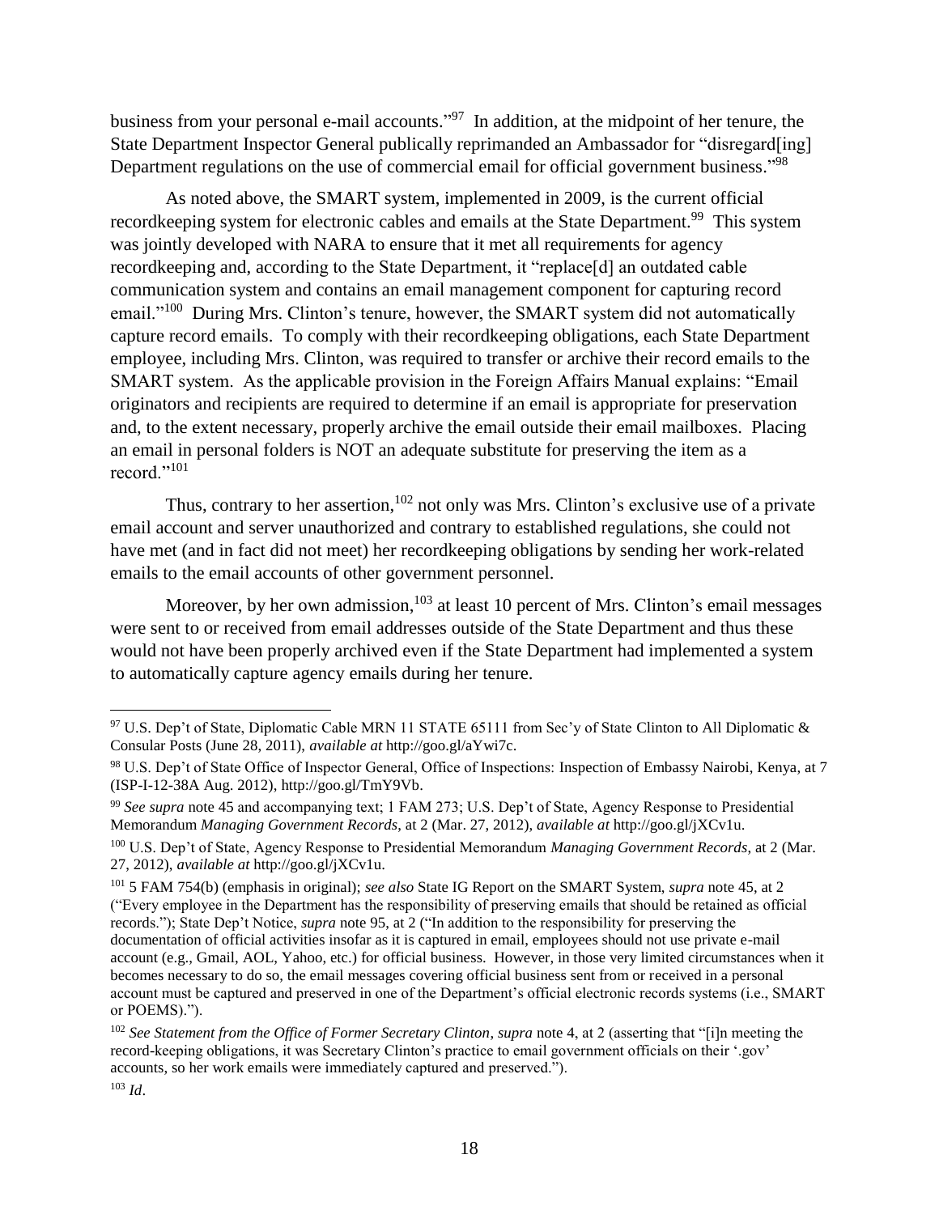business from your personal e-mail accounts."[97] In addition, at the midpoint of her tenure, the State Department Inspector General publically reprimanded an Ambassador for "disregard[ing] Department regulations on the use of commercial email for official government business."[98]

As noted above, the SMART system, implemented in 2009, is the current official recordkeeping system for electronic cables and emails at the State Department.[99] This system was jointly developed with NARA to ensure that it met all requirements for agency recordkeeping and, according to the State Department, it "replace[d] an outdated cable communication system and contains an email management component for capturing record email."[100] During Mrs. Clinton's tenure, however, the SMART system did not automatically capture record emails. To comply with their recordkeeping obligations, each State Department employee, including Mrs. Clinton, was required to transfer or archive their record emails to the SMART system. As the applicable provision in the Foreign Affairs Manual explains: "Email originators and recipients are required to determine if an email is appropriate for preservation and, to the extent necessary, properly archive the email outside their email mailboxes. Placing an email in personal folders is NOT an adequate substitute for preserving the item as a record."[101]

Thus, contrary to her assertion,[102] not only was Mrs. Clinton's exclusive use of a private email account and server unauthorized and contrary to established regulations, she could not have met (and in fact did not meet) her recordkeeping obligations by sending her work-related emails to the email accounts of other government personnel.

Moreover, by her own admission,[103] at least 10 percent of Mrs. Clinton's email messages were sent to or received from email addresses outside of the State Department and thus these would not have been properly archived even if the State Department had implemented a system to automatically capture agency emails during her tenure.

---

[97] U.S. Dep't of State, Diplomatic Cable MRN 11 STATE 65111 from Sec'y of State Clinton to All Diplomatic & Consular Posts (June 28, 2011), *available at* http://goo.gl/aYwi7c.

[98] U.S. Dep't of State Office of Inspector General, Office of Inspections: Inspection of Embassy Nairobi, Kenya, at 7 (ISP-I-12-38A Aug. 2012), http://goo.gl/TmY9Vb.

[99] *See supra* note 45 and accompanying text; 1 FAM 273; U.S. Dep't of State, Agency Response to Presidential Memorandum *Managing Government Records*, at 2 (Mar. 27, 2012), *available at* http://goo.gl/jXCv1u.

[100] U.S. Dep't of State, Agency Response to Presidential Memorandum *Managing Government Records*, at 2 (Mar. 27, 2012), *available at* http://goo.gl/jXCv1u.

[101] 5 FAM 754(b) (emphasis in original); *see also* State IG Report on the SMART System, *supra* note 45, at 2 ("Every employee in the Department has the responsibility of preserving emails that should be retained as official records."); State Dep't Notice, *supra* note 95, at 2 ("In addition to the responsibility for preserving the documentation of official activities insofar as it is captured in email, employees should not use private e-mail account (e.g., Gmail, AOL, Yahoo, etc.) for official business. However, in those very limited circumstances when it becomes necessary to do so, the email messages covering official business sent from or received in a personal account must be captured and preserved in one of the Department's official electronic records systems (i.e., SMART or POEMS).").

[102] *See Statement from the Office of Former Secretary Clinton*, *supra* note 4, at 2 (asserting that "[i]n meeting the record-keeping obligations, it was Secretary Clinton's practice to email government officials on their '.gov' accounts, so her work emails were immediately captured and preserved.").

[103] *Id*.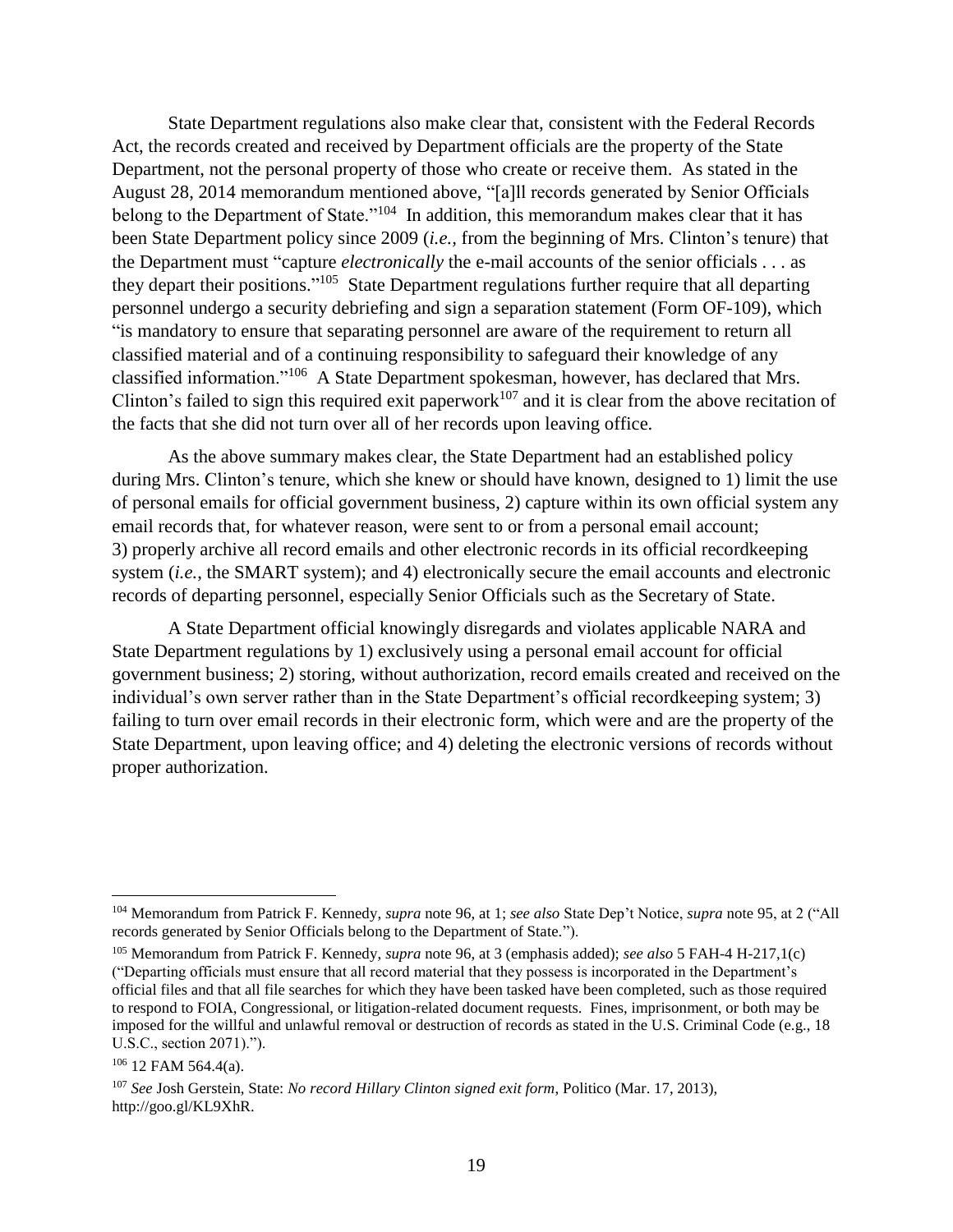State Department regulations also make clear that, consistent with the Federal Records Act, the records created and received by Department officials are the property of the State Department, not the personal property of those who create or receive them. As stated in the August 28, 2014 memorandum mentioned above, "[a]ll records generated by Senior Officials belong to the Department of State."[104] In addition, this memorandum makes clear that it has been State Department policy since 2009 (*i.e.*, from the beginning of Mrs. Clinton's tenure) that the Department must "capture *electronically* the e-mail accounts of the senior officials . . . as they depart their positions."[105] State Department regulations further require that all departing personnel undergo a security debriefing and sign a separation statement (Form OF-109), which "is mandatory to ensure that separating personnel are aware of the requirement to return all classified material and of a continuing responsibility to safeguard their knowledge of any classified information."[106] A State Department spokesman, however, has declared that Mrs. Clinton's failed to sign this required exit paperwork[107] and it is clear from the above recitation of the facts that she did not turn over all of her records upon leaving office.

As the above summary makes clear, the State Department had an established policy during Mrs. Clinton's tenure, which she knew or should have known, designed to 1) limit the use of personal emails for official government business, 2) capture within its own official system any email records that, for whatever reason, were sent to or from a personal email account; 3) properly archive all record emails and other electronic records in its official recordkeeping system (*i.e.*, the SMART system); and 4) electronically secure the email accounts and electronic records of departing personnel, especially Senior Officials such as the Secretary of State.

A State Department official knowingly disregards and violates applicable NARA and State Department regulations by 1) exclusively using a personal email account for official government business; 2) storing, without authorization, record emails created and received on the individual's own server rather than in the State Department's official recordkeeping system; 3) failing to turn over email records in their electronic form, which were and are the property of the State Department, upon leaving office; and 4) deleting the electronic versions of records without proper authorization.

---

[104] Memorandum from Patrick F. Kennedy, *supra* note 96, at 1; *see also* State Dep't Notice, *supra* note 95, at 2 ("All records generated by Senior Officials belong to the Department of State.").

[105] Memorandum from Patrick F. Kennedy, *supra* note 96, at 3 (emphasis added); *see also* 5 FAH-4 H-217,1(c) ("Departing officials must ensure that all record material that they possess is incorporated in the Department's official files and that all file searches for which they have been tasked have been completed, such as those required to respond to FOIA, Congressional, or litigation-related document requests. Fines, imprisonment, or both may be imposed for the willful and unlawful removal or destruction of records as stated in the U.S. Criminal Code (e.g., 18 U.S.C., section 2071).").

[106] 12 FAM 564.4(a).

[107] *See* Josh Gerstein, State: *No record Hillary Clinton signed exit form*, Politico (Mar. 17, 2013), http://goo.gl/KL9XhR.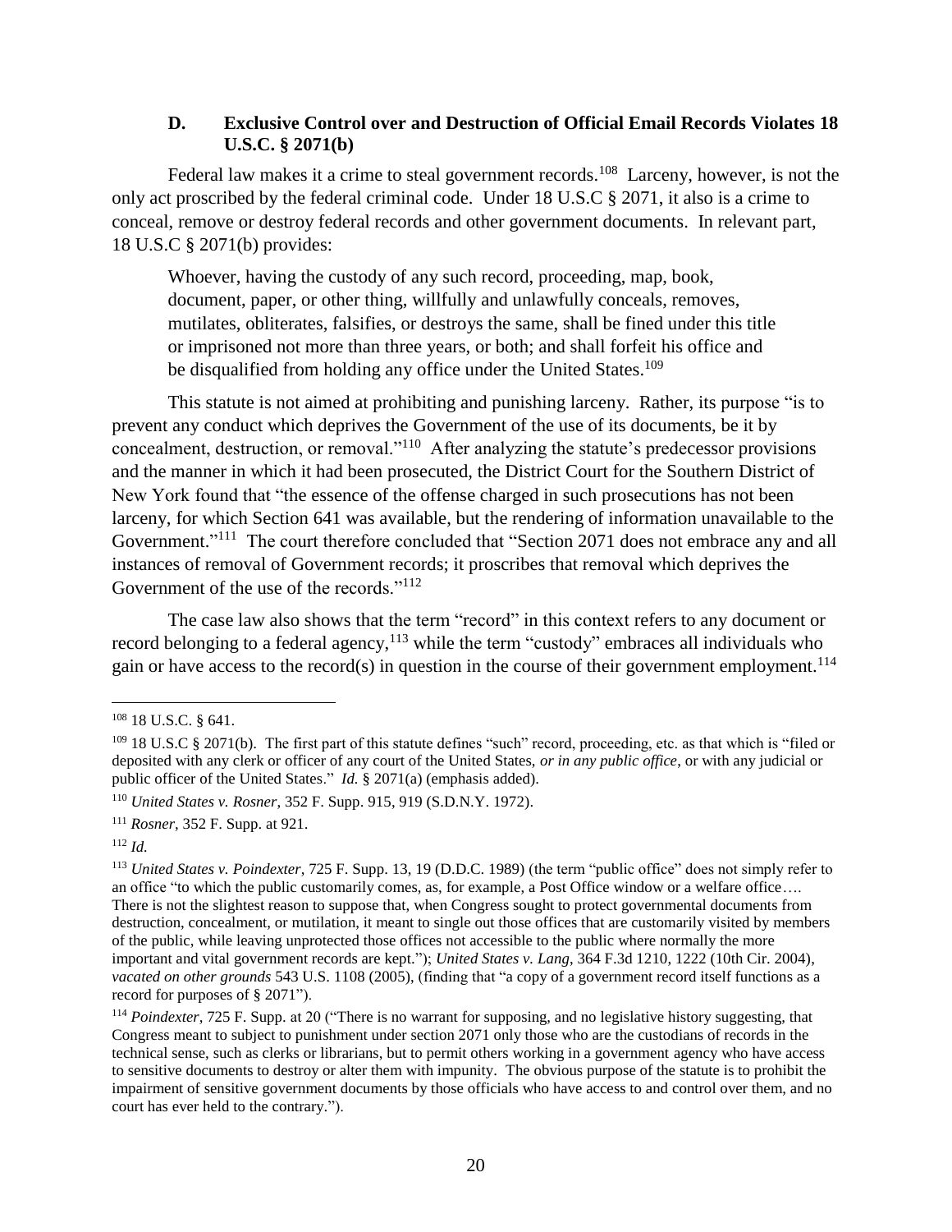### D. Exclusive Control over and Destruction of Official Email Records Violates 18 U.S.C. § 2071(b)

Federal law makes it a crime to steal government records.[108] Larceny, however, is not the only act proscribed by the federal criminal code. Under 18 U.S.C § 2071, it also is a crime to conceal, remove or destroy federal records and other government documents. In relevant part, 18 U.S.C § 2071(b) provides:

> Whoever, having the custody of any such record, proceeding, map, book, document, paper, or other thing, willfully and unlawfully conceals, removes, mutilates, obliterates, falsifies, or destroys the same, shall be fined under this title or imprisoned not more than three years, or both; and shall forfeit his office and be disqualified from holding any office under the United States.[109]

This statute is not aimed at prohibiting and punishing larceny. Rather, its purpose "is to prevent any conduct which deprives the Government of the use of its documents, be it by concealment, destruction, or removal."[110] After analyzing the statute's predecessor provisions and the manner in which it had been prosecuted, the District Court for the Southern District of New York found that "the essence of the offense charged in such prosecutions has not been larceny, for which Section 641 was available, but the rendering of information unavailable to the Government."[111] The court therefore concluded that "Section 2071 does not embrace any and all instances of removal of Government records; it proscribes that removal which deprives the Government of the use of the records."[112]

The case law also shows that the term "record" in this context refers to any document or record belonging to a federal agency,[113] while the term "custody" embraces all individuals who gain or have access to the record(s) in question in the course of their government employment.[114]

---

[108] 18 U.S.C. § 641.

[109] 18 U.S.C § 2071(b). The first part of this statute defines "such" record, proceeding, etc. as that which is "filed or deposited with any clerk or officer of any court of the United States, *or in any public office*, or with any judicial or public officer of the United States." *Id.* § 2071(a) (emphasis added).

[110] *United States v. Rosner*, 352 F. Supp. 915, 919 (S.D.N.Y. 1972).

[111] *Rosner*, 352 F. Supp. at 921.

[112] *Id.*

[113] *United States v. Poindexter*, 725 F. Supp. 13, 19 (D.D.C. 1989) (the term "public office" does not simply refer to an office "to which the public customarily comes, as, for example, a Post Office window or a welfare office…. There is not the slightest reason to suppose that, when Congress sought to protect governmental documents from destruction, concealment, or mutilation, it meant to single out those offices that are customarily visited by members of the public, while leaving unprotected those offices not accessible to the public where normally the more important and vital government records are kept."); *United States v. Lang*, 364 F.3d 1210, 1222 (10th Cir. 2004), *vacated on other grounds* 543 U.S. 1108 (2005), (finding that "a copy of a government record itself functions as a record for purposes of § 2071").

[114] *Poindexter*, 725 F. Supp. at 20 ("There is no warrant for supposing, and no legislative history suggesting, that Congress meant to subject to punishment under section 2071 only those who are the custodians of records in the technical sense, such as clerks or librarians, but to permit others working in a government agency who have access to sensitive documents to destroy or alter them with impunity. The obvious purpose of the statute is to prohibit the impairment of sensitive government documents by those officials who have access to and control over them, and no court has ever held to the contrary.").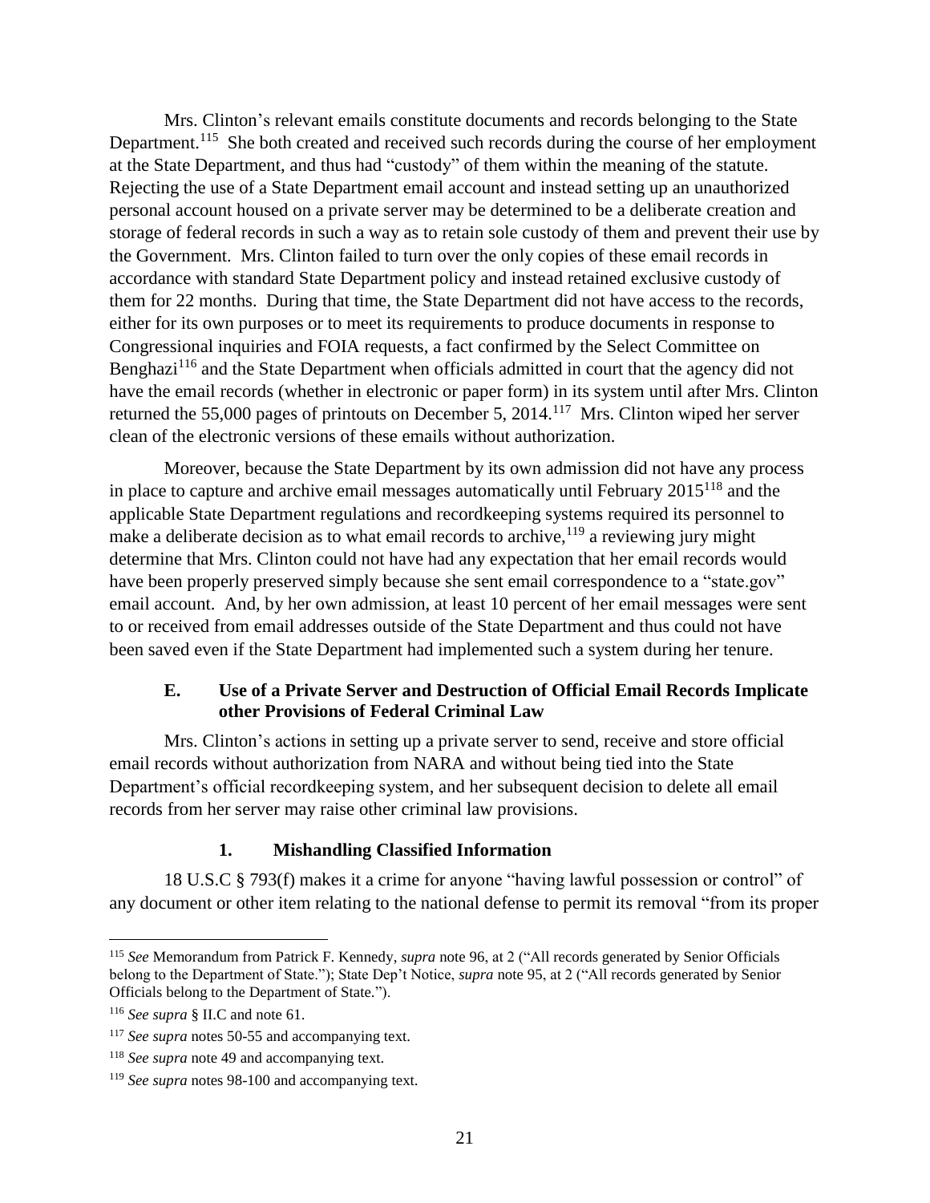Mrs. Clinton's relevant emails constitute documents and records belonging to the State Department.[115] She both created and received such records during the course of her employment at the State Department, and thus had "custody" of them within the meaning of the statute. Rejecting the use of a State Department email account and instead setting up an unauthorized personal account housed on a private server may be determined to be a deliberate creation and storage of federal records in such a way as to retain sole custody of them and prevent their use by the Government. Mrs. Clinton failed to turn over the only copies of these email records in accordance with standard State Department policy and instead retained exclusive custody of them for 22 months. During that time, the State Department did not have access to the records, either for its own purposes or to meet its requirements to produce documents in response to Congressional inquiries and FOIA requests, a fact confirmed by the Select Committee on Benghazi[116] and the State Department when officials admitted in court that the agency did not have the email records (whether in electronic or paper form) in its system until after Mrs. Clinton returned the 55,000 pages of printouts on December 5, 2014.[117] Mrs. Clinton wiped her server clean of the electronic versions of these emails without authorization.

Moreover, because the State Department by its own admission did not have any process in place to capture and archive email messages automatically until February 2015[118] and the applicable State Department regulations and recordkeeping systems required its personnel to make a deliberate decision as to what email records to archive,[119] a reviewing jury might determine that Mrs. Clinton could not have had any expectation that her email records would have been properly preserved simply because she sent email correspondence to a "state.gov" email account. And, by her own admission, at least 10 percent of her email messages were sent to or received from email addresses outside of the State Department and thus could not have been saved even if the State Department had implemented such a system during her tenure.

### E. Use of a Private Server and Destruction of Official Email Records Implicate other Provisions of Federal Criminal Law

Mrs. Clinton's actions in setting up a private server to send, receive and store official email records without authorization from NARA and without being tied into the State Department's official recordkeeping system, and her subsequent decision to delete all email records from her server may raise other criminal law provisions.

#### 1. Mishandling Classified Information

18 U.S.C § 793(f) makes it a crime for anyone "having lawful possession or control" of any document or other item relating to the national defense to permit its removal "from its proper

---

[115] *See* Memorandum from Patrick F. Kennedy, *supra* note 96, at 2 ("All records generated by Senior Officials belong to the Department of State."); State Dep't Notice, *supra* note 95, at 2 ("All records generated by Senior Officials belong to the Department of State.").

[116] *See supra* § II.C and note 61.

[117] *See supra* notes 50-55 and accompanying text.

[118] *See supra* note 49 and accompanying text.

[119] *See supra* notes 98-100 and accompanying text.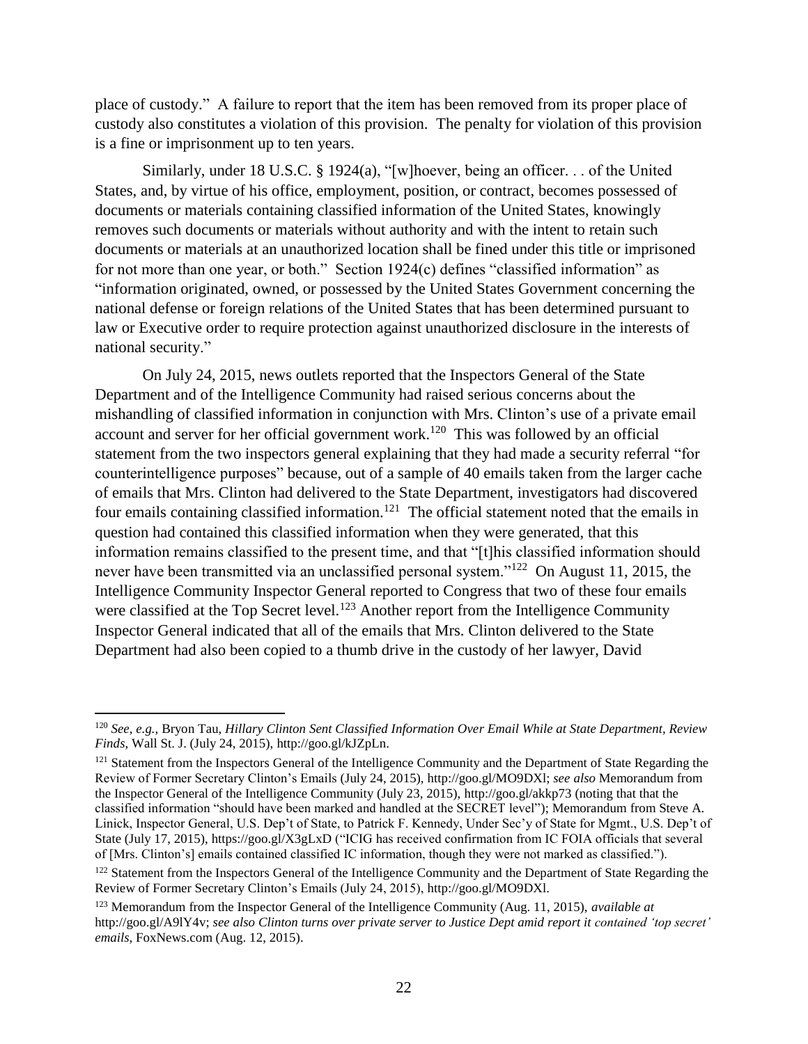place of custody." A failure to report that the item has been removed from its proper place of custody also constitutes a violation of this provision. The penalty for violation of this provision is a fine or imprisonment up to ten years.

Similarly, under 18 U.S.C. § 1924(a), "[w]hoever, being an officer. . . of the United States, and, by virtue of his office, employment, position, or contract, becomes possessed of documents or materials containing classified information of the United States, knowingly removes such documents or materials without authority and with the intent to retain such documents or materials at an unauthorized location shall be fined under this title or imprisoned for not more than one year, or both." Section 1924(c) defines "classified information" as "information originated, owned, or possessed by the United States Government concerning the national defense or foreign relations of the United States that has been determined pursuant to law or Executive order to require protection against unauthorized disclosure in the interests of national security."

On July 24, 2015, news outlets reported that the Inspectors General of the State Department and of the Intelligence Community had raised serious concerns about the mishandling of classified information in conjunction with Mrs. Clinton's use of a private email account and server for her official government work.[120] This was followed by an official statement from the two inspectors general explaining that they had made a security referral "for counterintelligence purposes" because, out of a sample of 40 emails taken from the larger cache of emails that Mrs. Clinton had delivered to the State Department, investigators had discovered four emails containing classified information.[121] The official statement noted that the emails in question had contained this classified information when they were generated, that this information remains classified to the present time, and that "[t]his classified information should never have been transmitted via an unclassified personal system."[122] On August 11, 2015, the Intelligence Community Inspector General reported to Congress that two of these four emails were classified at the Top Secret level.[123] Another report from the Intelligence Community Inspector General indicated that all of the emails that Mrs. Clinton delivered to the State Department had also been copied to a thumb drive in the custody of her lawyer, David

---

[120] *See, e.g.*, Bryon Tau, *Hillary Clinton Sent Classified Information Over Email While at State Department, Review Finds*, Wall St. J. (July 24, 2015), http://goo.gl/kJZpLn.

[121] Statement from the Inspectors General of the Intelligence Community and the Department of State Regarding the Review of Former Secretary Clinton's Emails (July 24, 2015), http://goo.gl/MO9DXl; *see also* Memorandum from the Inspector General of the Intelligence Community (July 23, 2015), http://goo.gl/akkp73 (noting that that the classified information "should have been marked and handled at the SECRET level"); Memorandum from Steve A. Linick, Inspector General, U.S. Dep't of State, to Patrick F. Kennedy, Under Sec'y of State for Mgmt., U.S. Dep't of State (July 17, 2015), https://goo.gl/X3gLxD ("ICIG has received confirmation from IC FOIA officials that several of [Mrs. Clinton's] emails contained classified IC information, though they were not marked as classified.").

[122] Statement from the Inspectors General of the Intelligence Community and the Department of State Regarding the Review of Former Secretary Clinton's Emails (July 24, 2015), http://goo.gl/MO9DXl.

[123] Memorandum from the Inspector General of the Intelligence Community (Aug. 11, 2015), *available at* http://goo.gl/A9lY4v; *see also Clinton turns over private server to Justice Dept amid report it contained 'top secret' emails*, FoxNews.com (Aug. 12, 2015).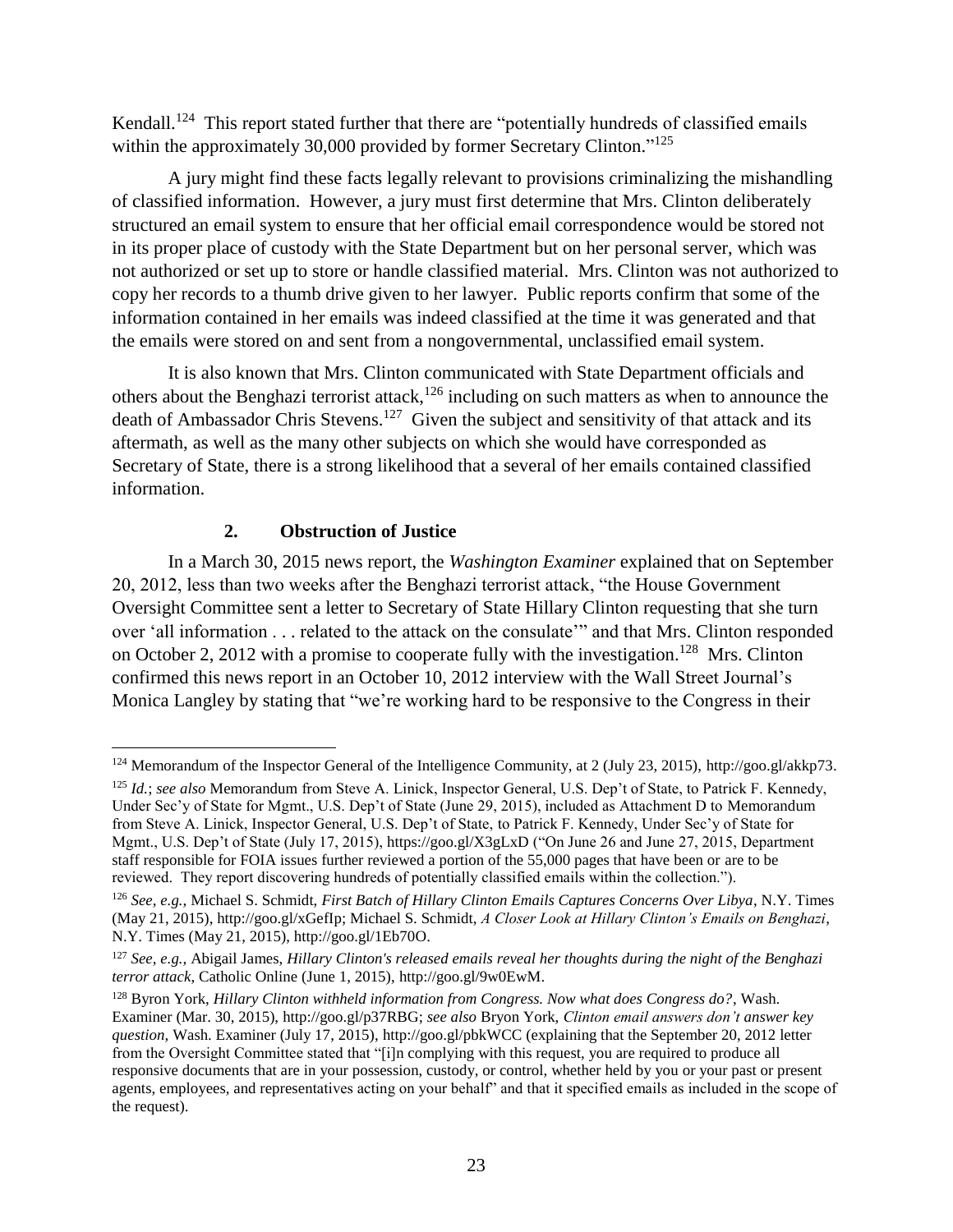Kendall.[124] This report stated further that there are "potentially hundreds of classified emails within the approximately 30,000 provided by former Secretary Clinton."[125]

A jury might find these facts legally relevant to provisions criminalizing the mishandling of classified information. However, a jury must first determine that Mrs. Clinton deliberately structured an email system to ensure that her official email correspondence would be stored not in its proper place of custody with the State Department but on her personal server, which was not authorized or set up to store or handle classified material. Mrs. Clinton was not authorized to copy her records to a thumb drive given to her lawyer. Public reports confirm that some of the information contained in her emails was indeed classified at the time it was generated and that the emails were stored on and sent from a nongovernmental, unclassified email system.

It is also known that Mrs. Clinton communicated with State Department officials and others about the Benghazi terrorist attack,[126] including on such matters as when to announce the death of Ambassador Chris Stevens.[127] Given the subject and sensitivity of that attack and its aftermath, as well as the many other subjects on which she would have corresponded as Secretary of State, there is a strong likelihood that a several of her emails contained classified information.

### 2. Obstruction of Justice

In a March 30, 2015 news report, the *Washington Examiner* explained that on September 20, 2012, less than two weeks after the Benghazi terrorist attack, "the House Government Oversight Committee sent a letter to Secretary of State Hillary Clinton requesting that she turn over 'all information . . . related to the attack on the consulate'" and that Mrs. Clinton responded on October 2, 2012 with a promise to cooperate fully with the investigation.[128] Mrs. Clinton confirmed this news report in an October 10, 2012 interview with the Wall Street Journal's Monica Langley by stating that "we're working hard to be responsive to the Congress in their

---

[124] Memorandum of the Inspector General of the Intelligence Community, at 2 (July 23, 2015), http://goo.gl/akkp73.

[125] *Id.*; *see also* Memorandum from Steve A. Linick, Inspector General, U.S. Dep't of State, to Patrick F. Kennedy, Under Sec'y of State for Mgmt., U.S. Dep't of State (June 29, 2015), included as Attachment D to Memorandum from Steve A. Linick, Inspector General, U.S. Dep't of State, to Patrick F. Kennedy, Under Sec'y of State for Mgmt., U.S. Dep't of State (July 17, 2015), https://goo.gl/X3gLxD ("On June 26 and June 27, 2015, Department staff responsible for FOIA issues further reviewed a portion of the 55,000 pages that have been or are to be reviewed. They report discovering hundreds of potentially classified emails within the collection.").

[126] *See, e.g.*, Michael S. Schmidt, *First Batch of Hillary Clinton Emails Captures Concerns Over Libya*, N.Y. Times (May 21, 2015), http://goo.gl/xGefIp; Michael S. Schmidt, *A Closer Look at Hillary Clinton's Emails on Benghazi*, N.Y. Times (May 21, 2015), http://goo.gl/1Eb70O.

[127] *See, e.g.*, Abigail James, *Hillary Clinton's released emails reveal her thoughts during the night of the Benghazi terror attack*, Catholic Online (June 1, 2015), http://goo.gl/9w0EwM.

[128] Byron York, *Hillary Clinton withheld information from Congress. Now what does Congress do?*, Wash. Examiner (Mar. 30, 2015), http://goo.gl/p37RBG; *see also* Bryon York, *Clinton email answers don't answer key question*, Wash. Examiner (July 17, 2015), http://goo.gl/pbkWCC (explaining that the September 20, 2012 letter from the Oversight Committee stated that "[i]n complying with this request, you are required to produce all responsive documents that are in your possession, custody, or control, whether held by you or your past or present agents, employees, and representatives acting on your behalf" and that it specified emails as included in the scope of the request).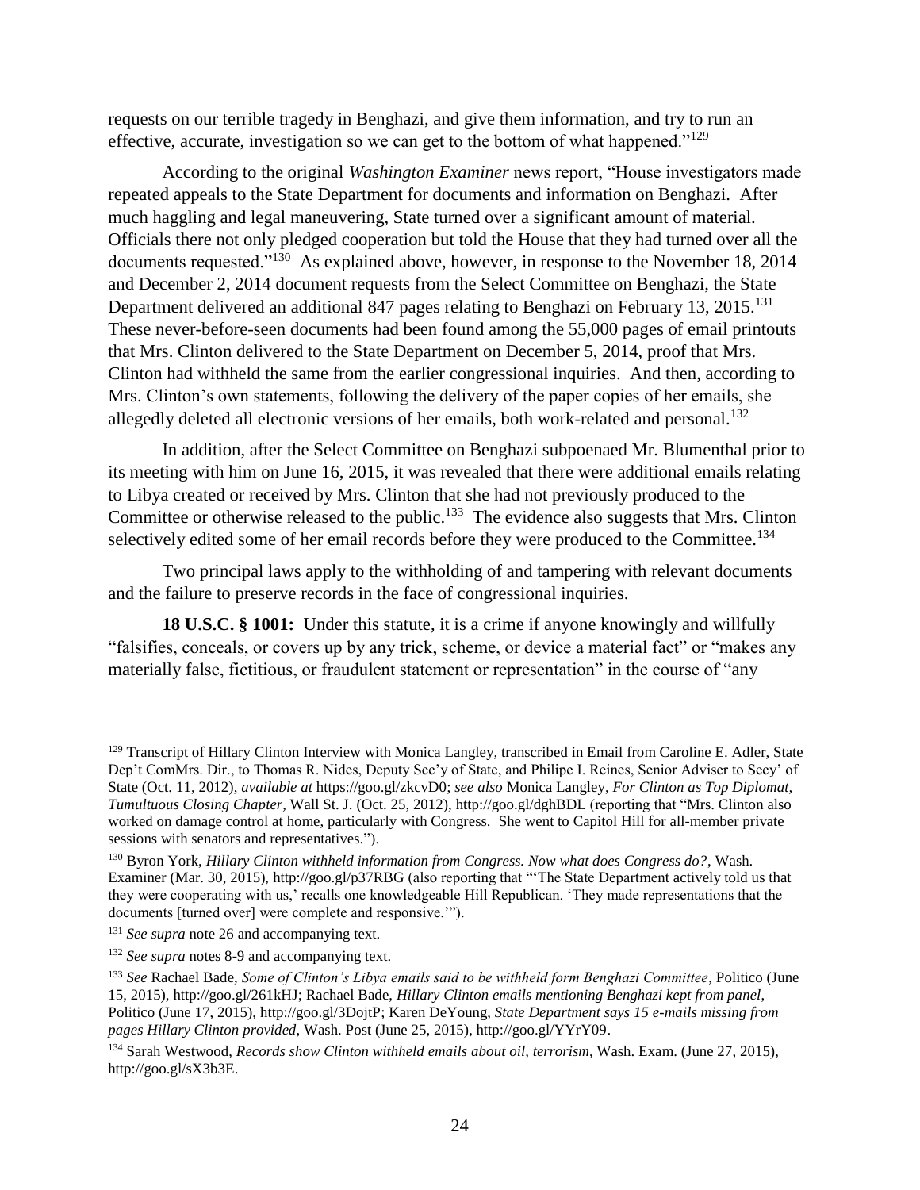requests on our terrible tragedy in Benghazi, and give them information, and try to run an effective, accurate, investigation so we can get to the bottom of what happened."[129]

According to the original *Washington Examiner* news report, "House investigators made repeated appeals to the State Department for documents and information on Benghazi. After much haggling and legal maneuvering, State turned over a significant amount of material. Officials there not only pledged cooperation but told the House that they had turned over all the documents requested."[130] As explained above, however, in response to the November 18, 2014 and December 2, 2014 document requests from the Select Committee on Benghazi, the State Department delivered an additional 847 pages relating to Benghazi on February 13, 2015.[131] These never-before-seen documents had been found among the 55,000 pages of email printouts that Mrs. Clinton delivered to the State Department on December 5, 2014, proof that Mrs. Clinton had withheld the same from the earlier congressional inquiries. And then, according to Mrs. Clinton's own statements, following the delivery of the paper copies of her emails, she allegedly deleted all electronic versions of her emails, both work-related and personal.[132]

In addition, after the Select Committee on Benghazi subpoenaed Mr. Blumenthal prior to its meeting with him on June 16, 2015, it was revealed that there were additional emails relating to Libya created or received by Mrs. Clinton that she had not previously produced to the Committee or otherwise released to the public.[133] The evidence also suggests that Mrs. Clinton selectively edited some of her email records before they were produced to the Committee.[134]

Two principal laws apply to the withholding of and tampering with relevant documents and the failure to preserve records in the face of congressional inquiries.

**18 U.S.C. § 1001:** Under this statute, it is a crime if anyone knowingly and willfully "falsifies, conceals, or covers up by any trick, scheme, or device a material fact" or "makes any materially false, fictitious, or fraudulent statement or representation" in the course of "any

---

[129] Transcript of Hillary Clinton Interview with Monica Langley, transcribed in Email from Caroline E. Adler, State Dep't ComMrs. Dir., to Thomas R. Nides, Deputy Sec'y of State, and Philipe I. Reines, Senior Adviser to Secy' of State (Oct. 11, 2012), *available at* https://goo.gl/zkcvD0; *see also* Monica Langley, *For Clinton as Top Diplomat, Tumultuous Closing Chapter*, Wall St. J. (Oct. 25, 2012), http://goo.gl/dghBDL (reporting that "Mrs. Clinton also worked on damage control at home, particularly with Congress. She went to Capitol Hill for all-member private sessions with senators and representatives.").

[130] Byron York, *Hillary Clinton withheld information from Congress. Now what does Congress do?*, Wash. Examiner (Mar. 30, 2015), http://goo.gl/p37RBG (also reporting that "'The State Department actively told us that they were cooperating with us,' recalls one knowledgeable Hill Republican. 'They made representations that the documents [turned over] were complete and responsive.'").

[131] *See supra* note 26 and accompanying text.

[132] *See supra* notes 8-9 and accompanying text.

[133] *See* Rachael Bade, *Some of Clinton's Libya emails said to be withheld form Benghazi Committee*, Politico (June 15, 2015), http://goo.gl/261kHJ; Rachael Bade, *Hillary Clinton emails mentioning Benghazi kept from panel*, Politico (June 17, 2015), http://goo.gl/3DojtP; Karen DeYoung, *State Department says 15 e-mails missing from pages Hillary Clinton provided*, Wash. Post (June 25, 2015), http://goo.gl/YYrY09.

[134] Sarah Westwood, *Records show Clinton withheld emails about oil, terrorism*, Wash. Exam. (June 27, 2015), http://goo.gl/sX3b3E.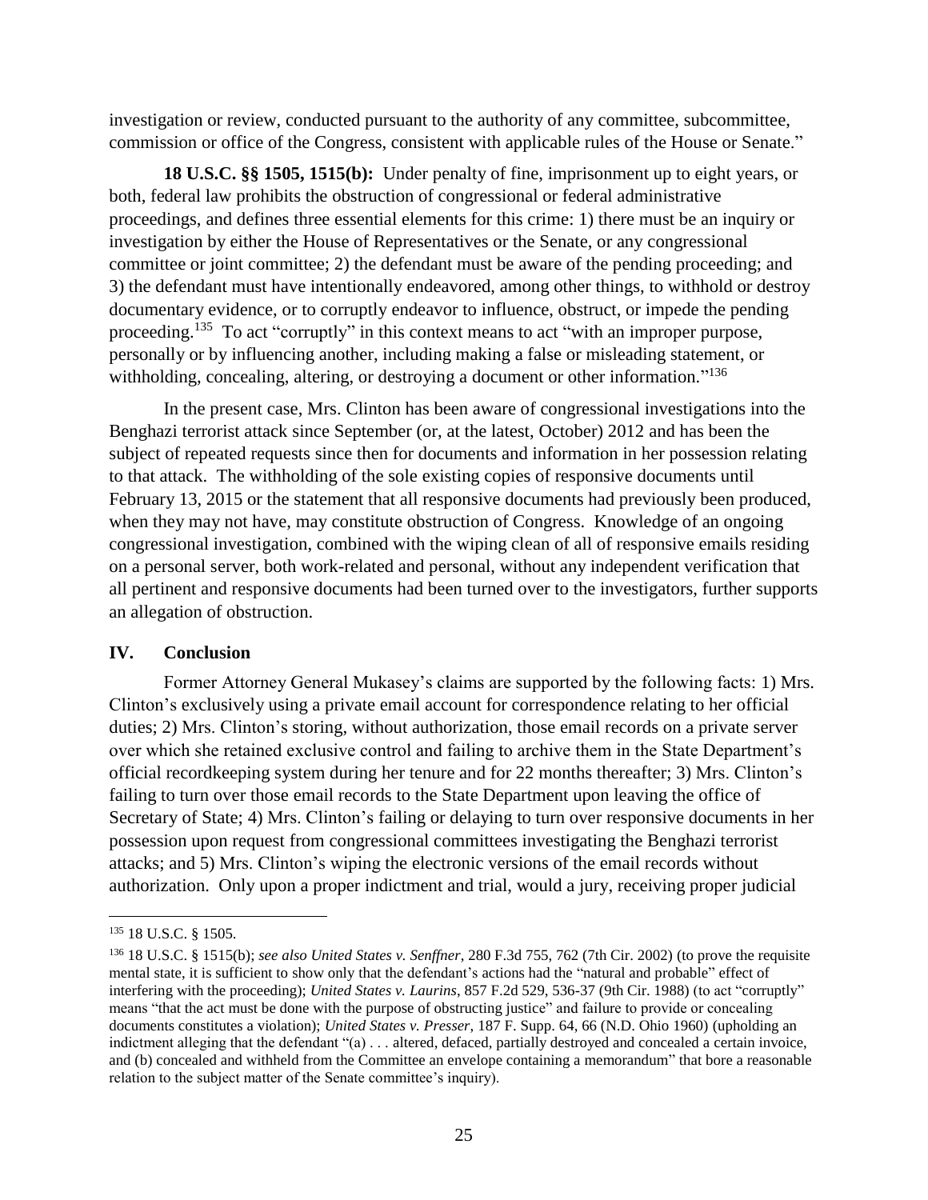investigation or review, conducted pursuant to the authority of any committee, subcommittee, commission or office of the Congress, consistent with applicable rules of the House or Senate."

**18 U.S.C. §§ 1505, 1515(b):** Under penalty of fine, imprisonment up to eight years, or both, federal law prohibits the obstruction of congressional or federal administrative proceedings, and defines three essential elements for this crime: 1) there must be an inquiry or investigation by either the House of Representatives or the Senate, or any congressional committee or joint committee; 2) the defendant must be aware of the pending proceeding; and 3) the defendant must have intentionally endeavored, among other things, to withhold or destroy documentary evidence, or to corruptly endeavor to influence, obstruct, or impede the pending proceeding.[135] To act "corruptly" in this context means to act "with an improper purpose, personally or by influencing another, including making a false or misleading statement, or withholding, concealing, altering, or destroying a document or other information."[136]

In the present case, Mrs. Clinton has been aware of congressional investigations into the Benghazi terrorist attack since September (or, at the latest, October) 2012 and has been the subject of repeated requests since then for documents and information in her possession relating to that attack. The withholding of the sole existing copies of responsive documents until February 13, 2015 or the statement that all responsive documents had previously been produced, when they may not have, may constitute obstruction of Congress. Knowledge of an ongoing congressional investigation, combined with the wiping clean of all of responsive emails residing on a personal server, both work-related and personal, without any independent verification that all pertinent and responsive documents had been turned over to the investigators, further supports an allegation of obstruction.

## IV. Conclusion

Former Attorney General Mukasey's claims are supported by the following facts: 1) Mrs. Clinton's exclusively using a private email account for correspondence relating to her official duties; 2) Mrs. Clinton's storing, without authorization, those email records on a private server over which she retained exclusive control and failing to archive them in the State Department's official recordkeeping system during her tenure and for 22 months thereafter; 3) Mrs. Clinton's failing to turn over those email records to the State Department upon leaving the office of Secretary of State; 4) Mrs. Clinton's failing or delaying to turn over responsive documents in her possession upon request from congressional committees investigating the Benghazi terrorist attacks; and 5) Mrs. Clinton's wiping the electronic versions of the email records without authorization. Only upon a proper indictment and trial, would a jury, receiving proper judicial

---

[135] 18 U.S.C. § 1505.

[136] 18 U.S.C. § 1515(b); *see also United States v. Senffner*, 280 F.3d 755, 762 (7th Cir. 2002) (to prove the requisite mental state, it is sufficient to show only that the defendant's actions had the "natural and probable" effect of interfering with the proceeding); *United States v. Laurins*, 857 F.2d 529, 536-37 (9th Cir. 1988) (to act "corruptly" means "that the act must be done with the purpose of obstructing justice" and failure to provide or concealing documents constitutes a violation); *United States v. Presser*, 187 F. Supp. 64, 66 (N.D. Ohio 1960) (upholding an indictment alleging that the defendant "(a) . . . altered, defaced, partially destroyed and concealed a certain invoice, and (b) concealed and withheld from the Committee an envelope containing a memorandum" that bore a reasonable relation to the subject matter of the Senate committee's inquiry).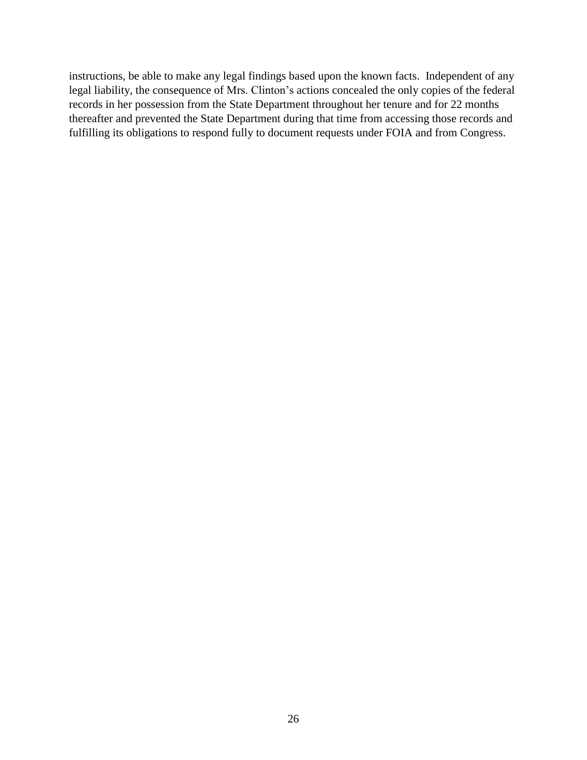instructions, be able to make any legal findings based upon the known facts. Independent of any legal liability, the consequence of Mrs. Clinton's actions concealed the only copies of the federal records in her possession from the State Department throughout her tenure and for 22 months thereafter and prevented the State Department during that time from accessing those records and fulfilling its obligations to respond fully to document requests under FOIA and from Congress.